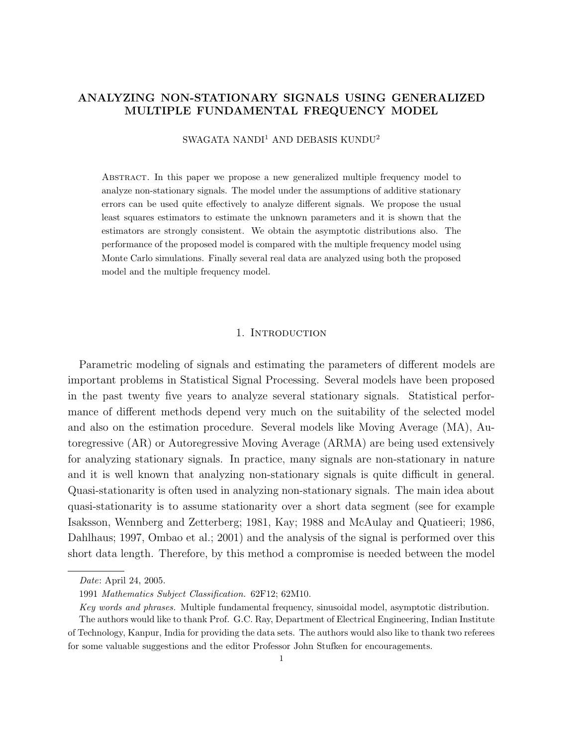# ANALYZING NON-STATIONARY SIGNALS USING GENERALIZED MULTIPLE FUNDAMENTAL FREQUENCY MODEL

SWAGATA NANDI[1] AND DEBASIS KUNDU[2]

Abstract. In this paper we propose a new generalized multiple frequency model to analyze non-stationary signals. The model under the assumptions of additive stationary errors can be used quite effectively to analyze different signals. We propose the usual least squares estimators to estimate the unknown parameters and it is shown that the estimators are strongly consistent. We obtain the asymptotic distributions also. The performance of the proposed model is compared with the multiple frequency model using Monte Carlo simulations. Finally several real data are analyzed using both the proposed model and the multiple frequency model.

## 1. Introduction

Parametric modeling of signals and estimating the parameters of different models are important problems in Statistical Signal Processing. Several models have been proposed in the past twenty five years to analyze several stationary signals. Statistical performance of different methods depend very much on the suitability of the selected model and also on the estimation procedure. Several models like Moving Average (MA), Autoregressive (AR) or Autoregressive Moving Average (ARMA) are being used extensively for analyzing stationary signals. In practice, many signals are non-stationary in nature and it is well known that analyzing non-stationary signals is quite difficult in general. Quasi-stationarity is often used in analyzing non-stationary signals. The main idea about quasi-stationarity is to assume stationarity over a short data segment (see for example Isaksson, Wennberg and Zetterberg; 1981, Kay; 1988 and McAulay and Quatieeri; 1986, Dahlhaus; 1997, Ombao et al.; 2001) and the analysis of the signal is performed over this short data length. Therefore, by this method a compromise is needed between the model

---

*Date*: April 24, 2005.

1991 *Mathematics Subject Classification.* 62F12; 62M10.

*Key words and phrases.* Multiple fundamental frequency, sinusoidal model, asymptotic distribution.

The authors would like to thank Prof. G.C. Ray, Department of Electrical Engineering, Indian Institute of Technology, Kanpur, India for providing the data sets. The authors would also like to thank two referees for some valuable suggestions and the editor Professor John Stufken for encouragements.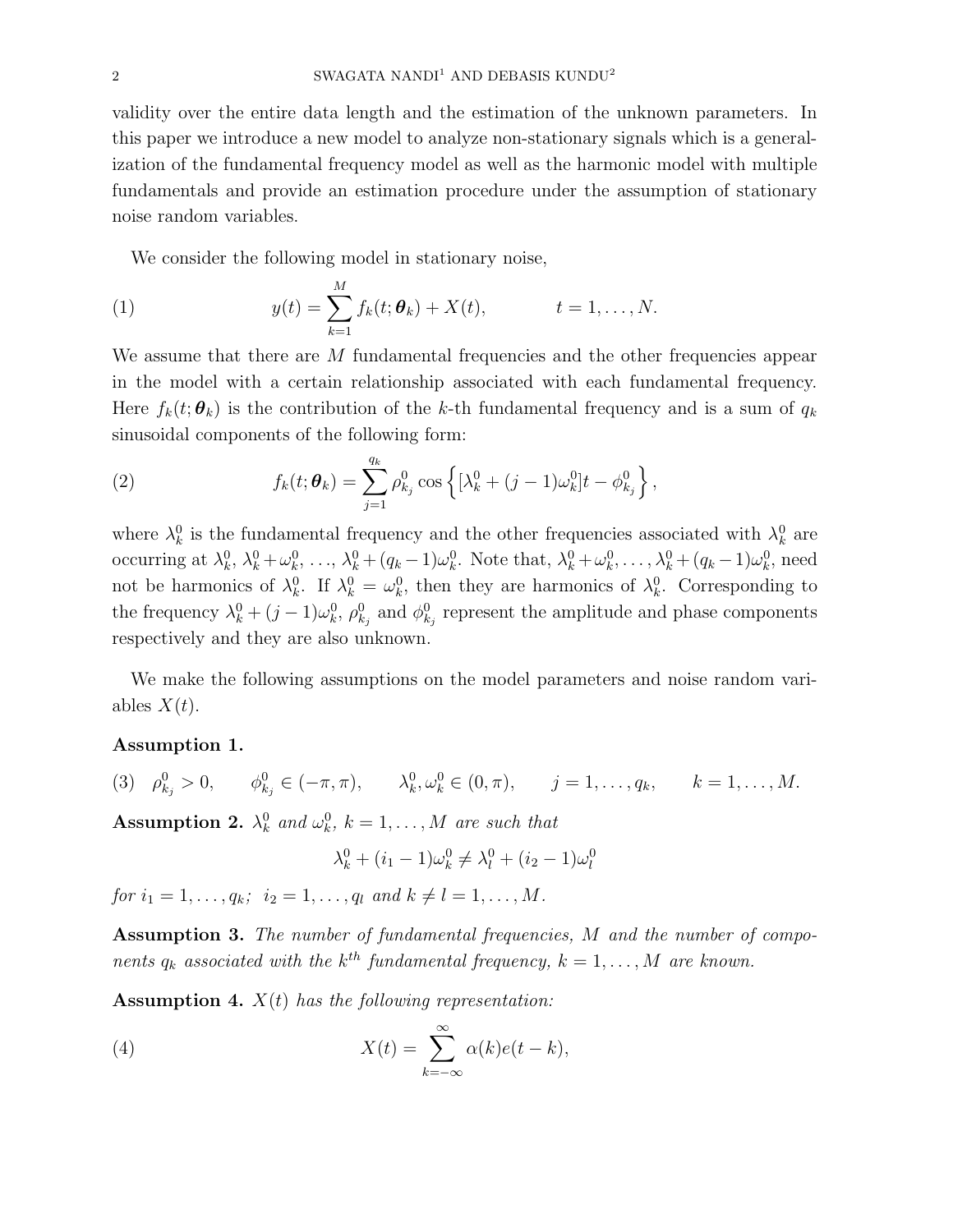validity over the entire data length and the estimation of the unknown parameters. In this paper we introduce a new model to analyze non-stationary signals which is a generalization of the fundamental frequency model as well as the harmonic model with multiple fundamentals and provide an estimation procedure under the assumption of stationary noise random variables.

We consider the following model in stationary noise,

$$y(t) = \sum_{k=1}^{M} f_k(t; \boldsymbol{\theta}_k) + X(t), \qquad t = 1, \ldots, N. \tag{1}$$

We assume that there are $M$ fundamental frequencies and the other frequencies appear in the model with a certain relationship associated with each fundamental frequency. Here $f_k(t; \boldsymbol{\theta}_k)$ is the contribution of the $k$-th fundamental frequency and is a sum of $q_k$ sinusoidal components of the following form:

$$f_k(t; \boldsymbol{\theta}_k) = \sum_{j=1}^{q_k} \rho_{k_j}^0 \cos\left\{ [\lambda_k^0 + (j-1)\omega_k^0] t - \phi_{k_j}^0 \right\}, \tag{2}$$

where $\lambda_k^0$ is the fundamental frequency and the other frequencies associated with $\lambda_k^0$ are occurring at $\lambda_k^0$, $\lambda_k^0 + \omega_k^0$, $\ldots$, $\lambda_k^0 + (q_k - 1)\omega_k^0$. Note that, $\lambda_k^0 + \omega_k^0, \ldots, \lambda_k^0 + (q_k - 1)\omega_k^0$, need not be harmonics of $\lambda_k^0$. If $\lambda_k^0 = \omega_k^0$, then they are harmonics of $\lambda_k^0$. Corresponding to the frequency $\lambda_k^0 + (j-1)\omega_k^0$, $\rho_{k_j}^0$ and $\phi_{k_j}^0$ represent the amplitude and phase components respectively and they are also unknown.

We make the following assumptions on the model parameters and noise random variables $X(t)$.

**Assumption 1.**

$$\rho_{k_j}^0 > 0, \qquad \phi_{k_j}^0 \in (-\pi, \pi), \qquad \lambda_k^0, \omega_k^0 \in (0, \pi), \qquad j = 1, \ldots, q_k, \qquad k = 1, \ldots, M. \tag{3}$$

**Assumption 2.** *$\lambda_k^0$ and $\omega_k^0$, $k = 1, \ldots, M$ are such that*

$$\lambda_k^0 + (i_1 - 1)\omega_k^0 \neq \lambda_l^0 + (i_2 - 1)\omega_l^0$$

*for $i_1 = 1, \ldots, q_k$; $i_2 = 1, \ldots, q_l$ and $k \neq l = 1, \ldots, M$.*

**Assumption 3.** *The number of fundamental frequencies, $M$ and the number of components $q_k$ associated with the $k^{th}$ fundamental frequency, $k = 1, \ldots, M$ are known.*

**Assumption 4.** *$X(t)$ has the following representation:*

$$X(t) = \sum_{k=-\infty}^{\infty} \alpha(k) e(t-k), \tag{4}$$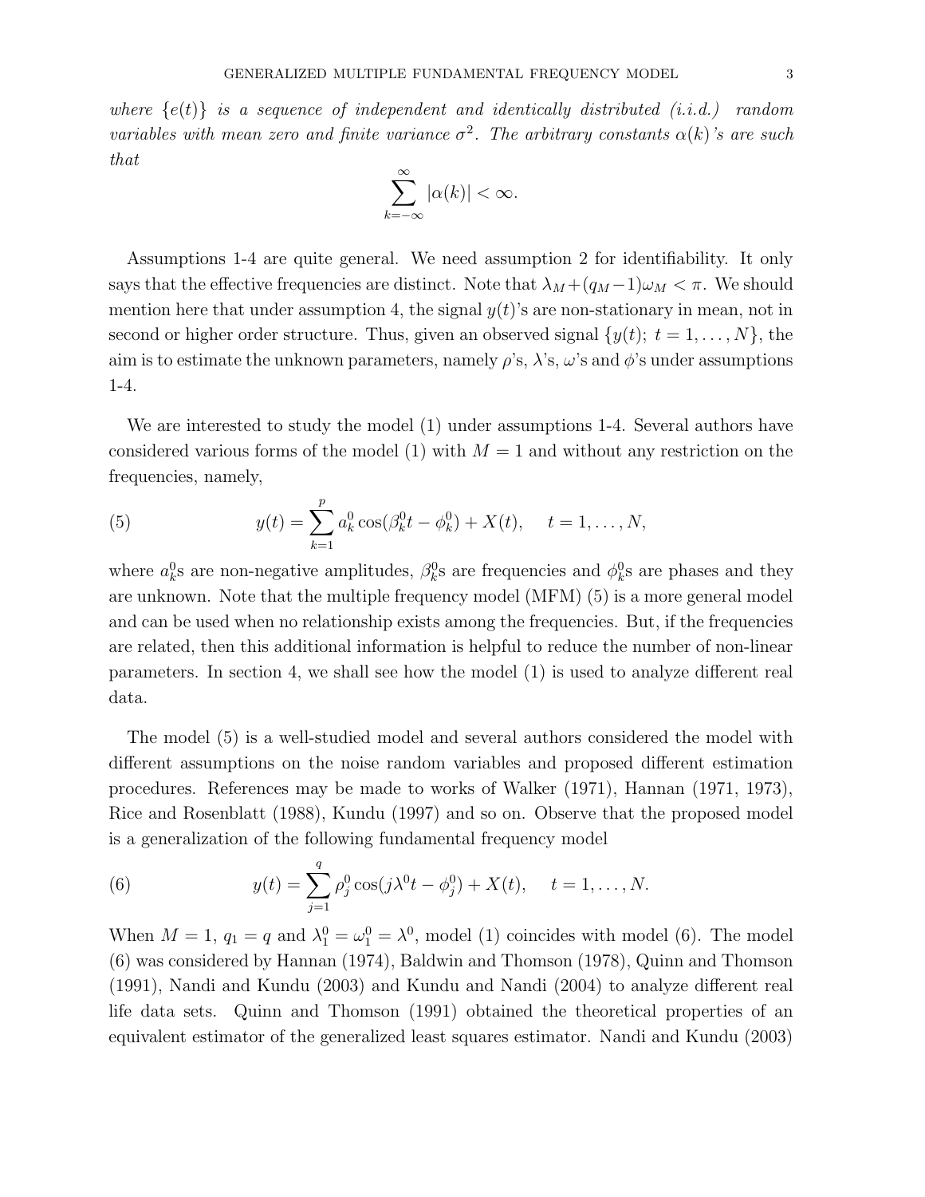*where $\{e(t)\}$ is a sequence of independent and identically distributed (i.i.d.) random variables with mean zero and finite variance $\sigma^2$. The arbitrary constants $\alpha(k)$'s are such that*

$$\sum_{k=-\infty}^{\infty} |\alpha(k)| < \infty.$$

Assumptions 1-4 are quite general. We need assumption 2 for identifiability. It only says that the effective frequencies are distinct. Note that $\lambda_M + (q_M - 1)\omega_M < \pi$. We should mention here that under assumption 4, the signal $y(t)$'s are non-stationary in mean, not in second or higher order structure. Thus, given an observed signal $\{y(t);\ t = 1, \ldots, N\}$, the aim is to estimate the unknown parameters, namely $\rho$'s, $\lambda$'s, $\omega$'s and $\phi$'s under assumptions 1-4.

We are interested to study the model (1) under assumptions 1-4. Several authors have considered various forms of the model (1) with $M = 1$ and without any restriction on the frequencies, namely,

$$y(t) = \sum_{k=1}^{p} a_k^0 \cos(\beta_k^0 t - \phi_k^0) + X(t), \quad t = 1, \ldots, N, \tag{5}$$

where $a_k^0$s are non-negative amplitudes, $\beta_k^0$s are frequencies and $\phi_k^0$s are phases and they are unknown. Note that the multiple frequency model (MFM) (5) is a more general model and can be used when no relationship exists among the frequencies. But, if the frequencies are related, then this additional information is helpful to reduce the number of non-linear parameters. In section 4, we shall see how the model (1) is used to analyze different real data.

The model (5) is a well-studied model and several authors considered the model with different assumptions on the noise random variables and proposed different estimation procedures. References may be made to works of Walker (1971), Hannan (1971, 1973), Rice and Rosenblatt (1988), Kundu (1997) and so on. Observe that the proposed model is a generalization of the following fundamental frequency model

$$y(t) = \sum_{j=1}^{q} \rho_j^0 \cos(j\lambda^0 t - \phi_j^0) + X(t), \quad t = 1, \ldots, N. \tag{6}$$

When $M = 1$, $q_1 = q$ and $\lambda_1^0 = \omega_1^0 = \lambda^0$, model (1) coincides with model (6). The model (6) was considered by Hannan (1974), Baldwin and Thomson (1978), Quinn and Thomson (1991), Nandi and Kundu (2003) and Kundu and Nandi (2004) to analyze different real life data sets. Quinn and Thomson (1991) obtained the theoretical properties of an equivalent estimator of the generalized least squares estimator. Nandi and Kundu (2003)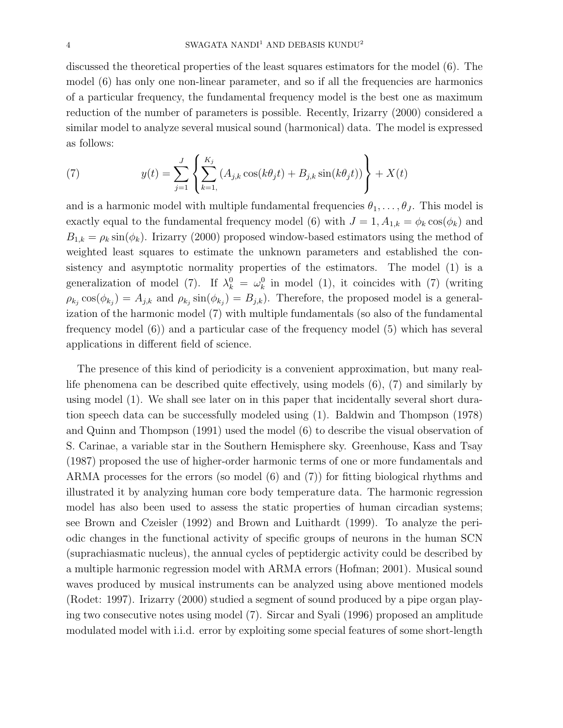discussed the theoretical properties of the least squares estimators for the model (6). The model (6) has only one non-linear parameter, and so if all the frequencies are harmonics of a particular frequency, the fundamental frequency model is the best one as maximum reduction of the number of parameters is possible. Recently, Irizarry (2000) considered a similar model to analyze several musical sound (harmonical) data. The model is expressed as follows:

$$
y(t) = \sum_{j=1}^{J} \left\{ \sum_{k=1,}^{K_j} \left( A_{j,k} \cos(k\theta_j t) + B_{j,k} \sin(k\theta_j t) \right) \right\} + X(t) \tag{7}
$$

and is a harmonic model with multiple fundamental frequencies $\theta_1, \ldots, \theta_J$. This model is exactly equal to the fundamental frequency model (6) with $J = 1, A_{1,k} = \phi_k \cos(\phi_k)$ and $B_{1,k} = \rho_k \sin(\phi_k)$. Irizarry (2000) proposed window-based estimators using the method of weighted least squares to estimate the unknown parameters and established the consistency and asymptotic normality properties of the estimators. The model (1) is a generalization of model (7). If $\lambda_k^0 = \omega_k^0$ in model (1), it coincides with (7) (writing $\rho_{k_j} \cos(\phi_{k_j}) = A_{j,k}$ and $\rho_{k_j} \sin(\phi_{k_j}) = B_{j,k}$). Therefore, the proposed model is a generalization of the harmonic model (7) with multiple fundamentals (so also of the fundamental frequency model (6)) and a particular case of the frequency model (5) which has several applications in different field of science.

The presence of this kind of periodicity is a convenient approximation, but many real-life phenomena can be described quite effectively, using models (6), (7) and similarly by using model (1). We shall see later on in this paper that incidentally several short duration speech data can be successfully modeled using (1). Baldwin and Thompson (1978) and Quinn and Thompson (1991) used the model (6) to describe the visual observation of S. Carinae, a variable star in the Southern Hemisphere sky. Greenhouse, Kass and Tsay (1987) proposed the use of higher-order harmonic terms of one or more fundamentals and ARMA processes for the errors (so model (6) and (7)) for fitting biological rhythms and illustrated it by analyzing human core body temperature data. The harmonic regression model has also been used to assess the static properties of human circadian systems; see Brown and Czeisler (1992) and Brown and Luithardt (1999). To analyze the periodic changes in the functional activity of specific groups of neurons in the human SCN (suprachiasmatic nucleus), the annual cycles of peptidergic activity could be described by a multiple harmonic regression model with ARMA errors (Hofman; 2001). Musical sound waves produced by musical instruments can be analyzed using above mentioned models (Rodet: 1997). Irizarry (2000) studied a segment of sound produced by a pipe organ playing two consecutive notes using model (7). Sircar and Syali (1996) proposed an amplitude modulated model with i.i.d. error by exploiting some special features of some short-length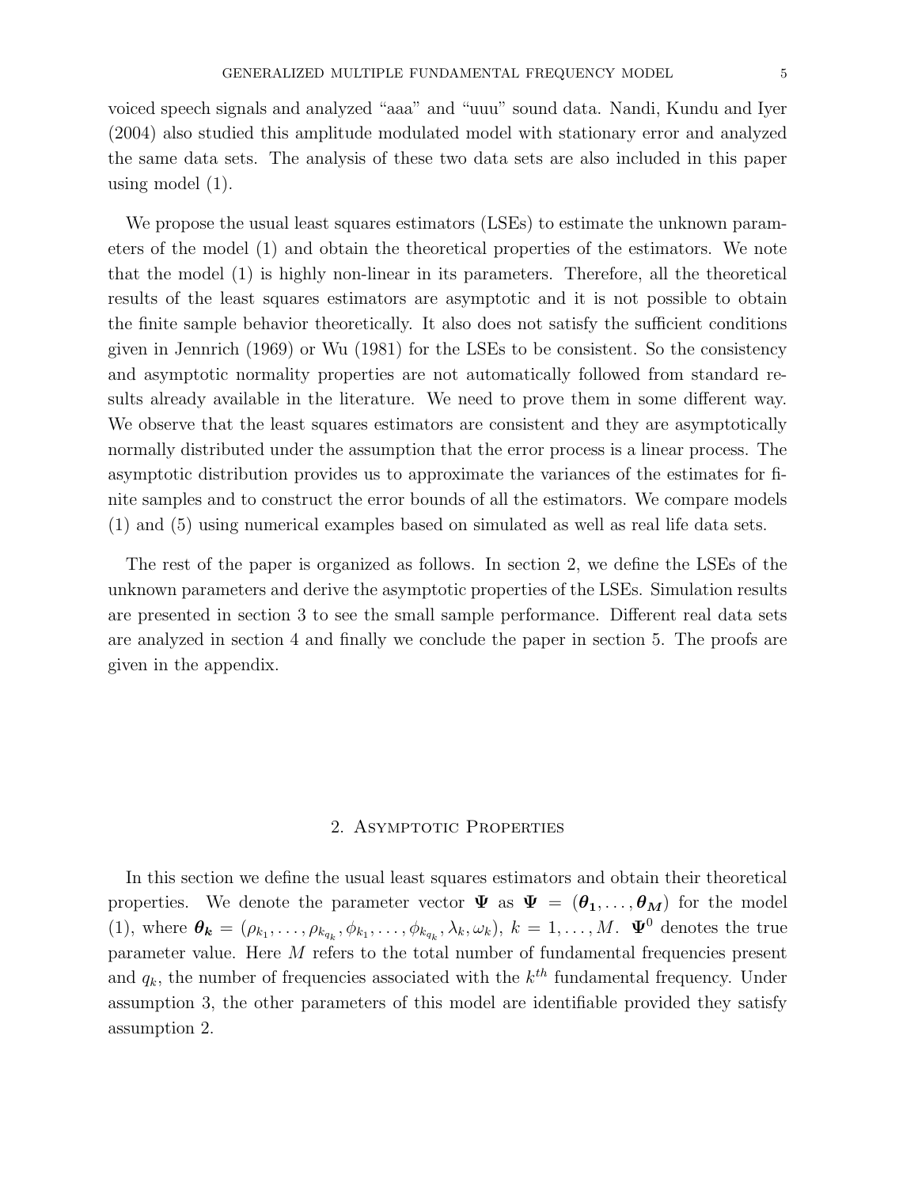voiced speech signals and analyzed "aaa" and "uuu" sound data. Nandi, Kundu and Iyer (2004) also studied this amplitude modulated model with stationary error and analyzed the same data sets. The analysis of these two data sets are also included in this paper using model (1).

We propose the usual least squares estimators (LSEs) to estimate the unknown parameters of the model (1) and obtain the theoretical properties of the estimators. We note that the model (1) is highly non-linear in its parameters. Therefore, all the theoretical results of the least squares estimators are asymptotic and it is not possible to obtain the finite sample behavior theoretically. It also does not satisfy the sufficient conditions given in Jennrich (1969) or Wu (1981) for the LSEs to be consistent. So the consistency and asymptotic normality properties are not automatically followed from standard results already available in the literature. We need to prove them in some different way. We observe that the least squares estimators are consistent and they are asymptotically normally distributed under the assumption that the error process is a linear process. The asymptotic distribution provides us to approximate the variances of the estimates for finite samples and to construct the error bounds of all the estimators. We compare models (1) and (5) using numerical examples based on simulated as well as real life data sets.

The rest of the paper is organized as follows. In section 2, we define the LSEs of the unknown parameters and derive the asymptotic properties of the LSEs. Simulation results are presented in section 3 to see the small sample performance. Different real data sets are analyzed in section 4 and finally we conclude the paper in section 5. The proofs are given in the appendix.

## 2. Asymptotic Properties

In this section we define the usual least squares estimators and obtain their theoretical properties. We denote the parameter vector $\boldsymbol{\Psi}$ as $\boldsymbol{\Psi} = (\boldsymbol{\theta_1}, \ldots, \boldsymbol{\theta_M})$ for the model (1), where $\boldsymbol{\theta_k} = (\rho_{k_1}, \ldots, \rho_{k_{q_k}}, \phi_{k_1}, \ldots, \phi_{k_{q_k}}, \lambda_k, \omega_k)$, $k = 1, \ldots, M$. $\boldsymbol{\Psi}^0$ denotes the true parameter value. Here $M$ refers to the total number of fundamental frequencies present and $q_k$, the number of frequencies associated with the $k^{th}$ fundamental frequency. Under assumption 3, the other parameters of this model are identifiable provided they satisfy assumption 2.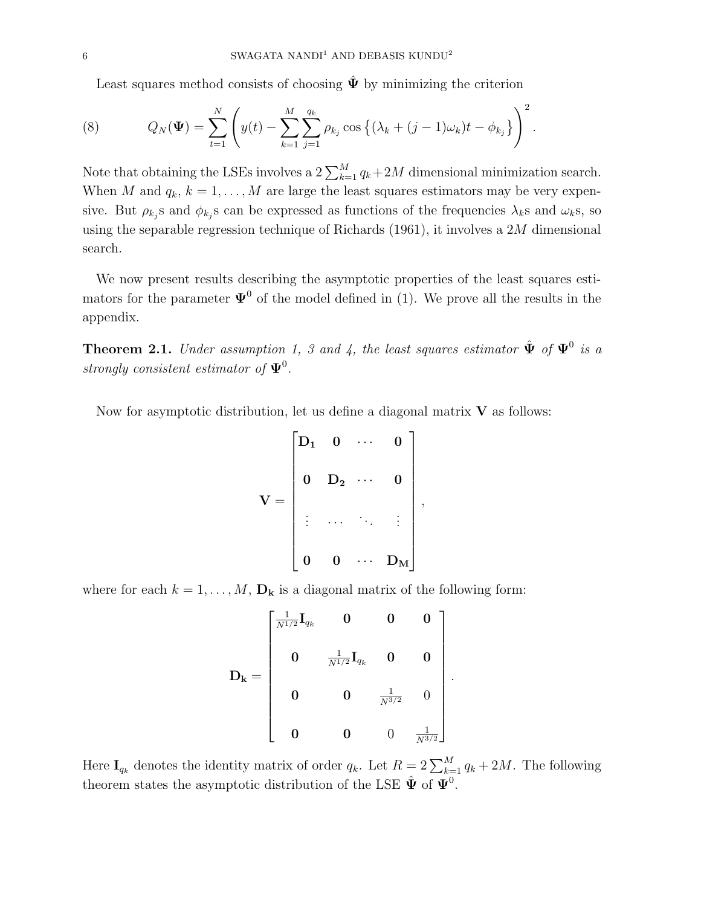Least squares method consists of choosing $\hat{\mathbf{\Psi}}$ by minimizing the criterion

$$
Q_N(\mathbf{\Psi}) = \sum_{t=1}^{N} \left( y(t) - \sum_{k=1}^{M} \sum_{j=1}^{q_k} \rho_{k_j} \cos\left\{ (\lambda_k + (j-1)\omega_k)t - \phi_{k_j} \right\} \right)^2 . \tag{8}
$$

Note that obtaining the LSEs involves a $2\sum_{k=1}^{M} q_k + 2M$ dimensional minimization search. When $M$ and $q_k$, $k = 1, \ldots, M$ are large the least squares estimators may be very expensive. But $\rho_{k_j}$s and $\phi_{k_j}$s can be expressed as functions of the frequencies $\lambda_k$s and $\omega_k$s, so using the separable regression technique of Richards (1961), it involves a $2M$ dimensional search.

We now present results describing the asymptotic properties of the least squares estimators for the parameter $\mathbf{\Psi}^0$ of the model defined in (1). We prove all the results in the appendix.

**Theorem 2.1.** *Under assumption 1, 3 and 4, the least squares estimator $\hat{\mathbf{\Psi}}$ of $\mathbf{\Psi}^0$ is a strongly consistent estimator of $\mathbf{\Psi}^0$.*

Now for asymptotic distribution, let us define a diagonal matrix $\mathbf{V}$ as follows:

$$
\mathbf{V} = \begin{bmatrix} \mathbf{D_1} & \mathbf{0} & \cdots & \mathbf{0} \\ \mathbf{0} & \mathbf{D_2} & \cdots & \mathbf{0} \\ \vdots & \cdots & \ddots & \vdots \\ \mathbf{0} & \mathbf{0} & \cdots & \mathbf{D_M} \end{bmatrix},
$$

where for each $k = 1, \ldots, M$, $\mathbf{D_k}$ is a diagonal matrix of the following form:

$$
\mathbf{D_k} = \begin{bmatrix} \frac{1}{N^{1/2}}\mathbf{I}_{q_k} & \mathbf{0} & \mathbf{0} & \mathbf{0} \\ \mathbf{0} & \frac{1}{N^{1/2}}\mathbf{I}_{q_k} & \mathbf{0} & \mathbf{0} \\ \mathbf{0} & \mathbf{0} & \frac{1}{N^{3/2}} & 0 \\ \mathbf{0} & \mathbf{0} & 0 & \frac{1}{N^{3/2}} \end{bmatrix}.
$$

Here $\mathbf{I}_{q_k}$ denotes the identity matrix of order $q_k$. Let $R = 2\sum_{k=1}^{M} q_k + 2M$. The following theorem states the asymptotic distribution of the LSE $\hat{\mathbf{\Psi}}$ of $\mathbf{\Psi}^0$.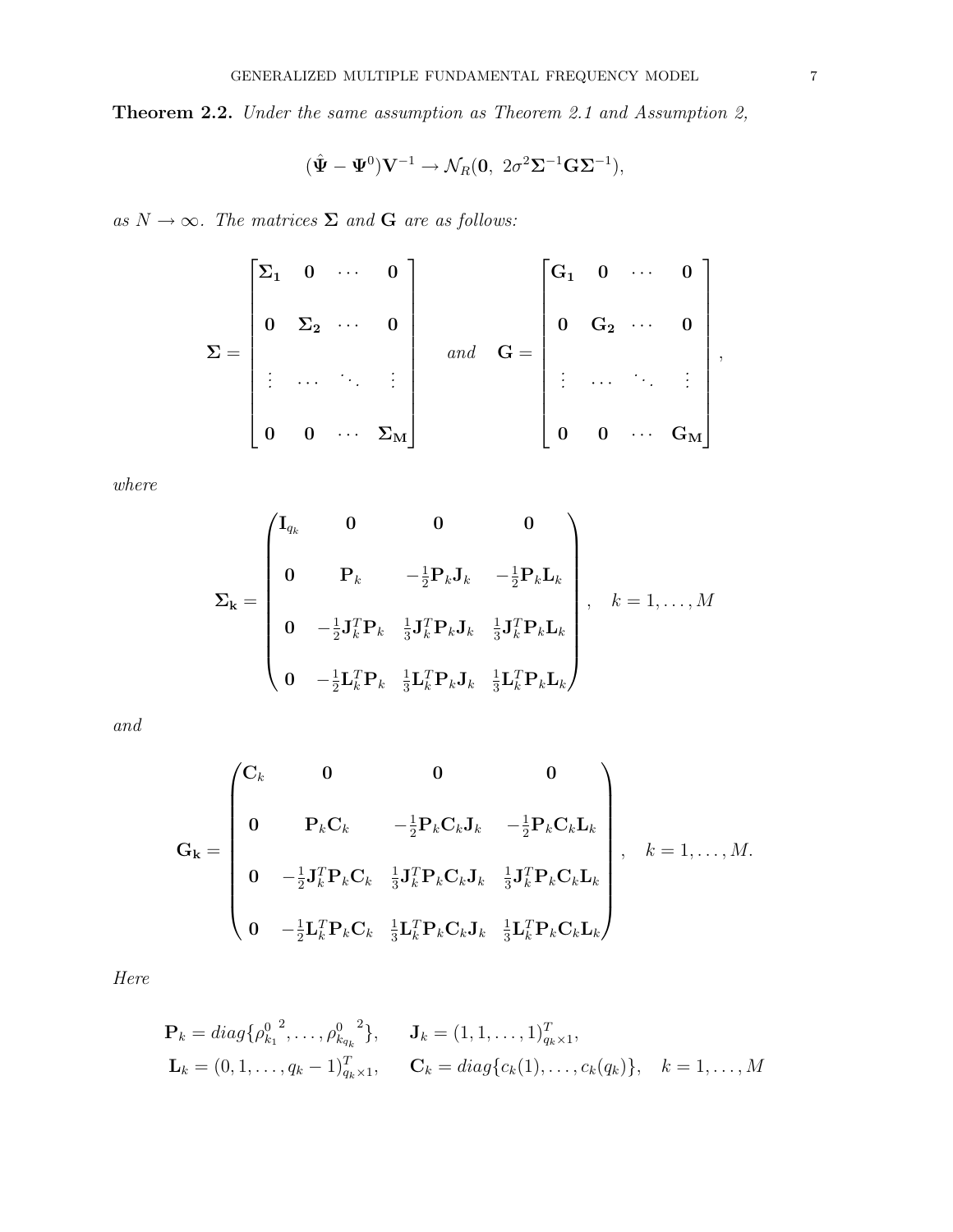**Theorem 2.2.** *Under the same assumption as Theorem 2.1 and Assumption 2,*

$$(\hat{\boldsymbol{\Psi}} - \boldsymbol{\Psi}^0)\mathbf{V}^{-1} \rightarrow \mathcal{N}_R(\mathbf{0},\ 2\sigma^2 \boldsymbol{\Sigma}^{-1}\mathbf{G}\boldsymbol{\Sigma}^{-1}),$$

*as $N \rightarrow \infty$. The matrices $\boldsymbol{\Sigma}$ and $\mathbf{G}$ are as follows:*

$$\boldsymbol{\Sigma} = \begin{bmatrix} \boldsymbol{\Sigma_1} & \mathbf{0} & \cdots & \mathbf{0} \\ \mathbf{0} & \boldsymbol{\Sigma_2} & \cdots & \mathbf{0} \\ \vdots & \cdots & \ddots & \vdots \\ \mathbf{0} & \mathbf{0} & \cdots & \boldsymbol{\Sigma_M} \end{bmatrix} \quad and \quad \mathbf{G} = \begin{bmatrix} \mathbf{G_1} & \mathbf{0} & \cdots & \mathbf{0} \\ \mathbf{0} & \mathbf{G_2} & \cdots & \mathbf{0} \\ \vdots & \cdots & \ddots & \vdots \\ \mathbf{0} & \mathbf{0} & \cdots & \mathbf{G_M} \end{bmatrix},$$

*where*

$$\boldsymbol{\Sigma_k} = \begin{pmatrix} \mathbf{I}_{q_k} & \mathbf{0} & \mathbf{0} & \mathbf{0} \\ \mathbf{0} & \mathbf{P}_k & -\frac{1}{2}\mathbf{P}_k\mathbf{J}_k & -\frac{1}{2}\mathbf{P}_k\mathbf{L}_k \\ \mathbf{0} & -\frac{1}{2}\mathbf{J}_k^T\mathbf{P}_k & \frac{1}{3}\mathbf{J}_k^T\mathbf{P}_k\mathbf{J}_k & \frac{1}{3}\mathbf{J}_k^T\mathbf{P}_k\mathbf{L}_k \\ \mathbf{0} & -\frac{1}{2}\mathbf{L}_k^T\mathbf{P}_k & \frac{1}{3}\mathbf{L}_k^T\mathbf{P}_k\mathbf{J}_k & \frac{1}{3}\mathbf{L}_k^T\mathbf{P}_k\mathbf{L}_k \end{pmatrix}, \quad k = 1, \ldots, M$$

*and*

$$\mathbf{G_k} = \begin{pmatrix} \mathbf{C}_k & \mathbf{0} & \mathbf{0} & \mathbf{0} \\ \mathbf{0} & \mathbf{P}_k\mathbf{C}_k & -\frac{1}{2}\mathbf{P}_k\mathbf{C}_k\mathbf{J}_k & -\frac{1}{2}\mathbf{P}_k\mathbf{C}_k\mathbf{L}_k \\ \mathbf{0} & -\frac{1}{2}\mathbf{J}_k^T\mathbf{P}_k\mathbf{C}_k & \frac{1}{3}\mathbf{J}_k^T\mathbf{P}_k\mathbf{C}_k\mathbf{J}_k & \frac{1}{3}\mathbf{J}_k^T\mathbf{P}_k\mathbf{C}_k\mathbf{L}_k \\ \mathbf{0} & -\frac{1}{2}\mathbf{L}_k^T\mathbf{P}_k\mathbf{C}_k & \frac{1}{3}\mathbf{L}_k^T\mathbf{P}_k\mathbf{C}_k\mathbf{J}_k & \frac{1}{3}\mathbf{L}_k^T\mathbf{P}_k\mathbf{C}_k\mathbf{L}_k \end{pmatrix}, \quad k = 1, \ldots, M.$$

*Here*

$$\mathbf{P}_k = diag\{{\rho^0_{k_1}}^2, \ldots, {\rho^0_{k_{q_k}}}^2\}, \qquad \mathbf{J}_k = (1, 1, \ldots, 1)^T_{q_k \times 1},$$
$$\mathbf{L}_k = (0, 1, \ldots, q_k - 1)^T_{q_k \times 1}, \qquad \mathbf{C}_k = diag\{c_k(1), \ldots, c_k(q_k)\}, \quad k = 1, \ldots, M$$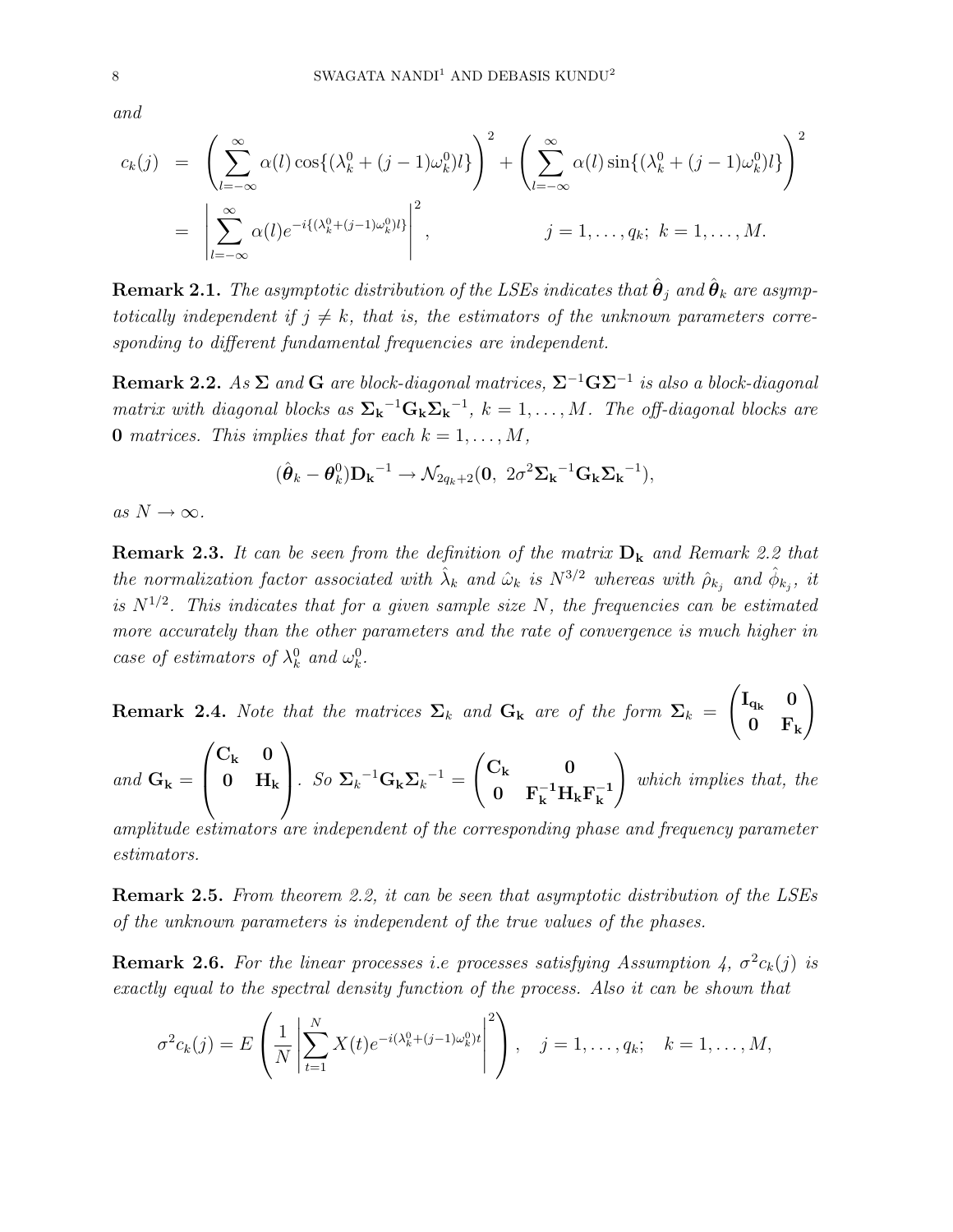*and*

$$
\begin{aligned}
c_k(j) &= \left(\sum_{l=-\infty}^{\infty} \alpha(l)\cos\{(\lambda_k^0+(j-1)\omega_k^0)l\}\right)^2 + \left(\sum_{l=-\infty}^{\infty} \alpha(l)\sin\{(\lambda_k^0+(j-1)\omega_k^0)l\}\right)^2 \\
&= \left|\sum_{l=-\infty}^{\infty} \alpha(l) e^{-i\{(\lambda_k^0+(j-1)\omega_k^0)l\}}\right|^2, \qquad\qquad j=1,\ldots,q_k;\ k=1,\ldots,M.
\end{aligned}
$$

**Remark 2.1.** *The asymptotic distribution of the LSEs indicates that $\hat{\boldsymbol{\theta}}_j$ and $\hat{\boldsymbol{\theta}}_k$ are asymptotically independent if $j \neq k$, that is, the estimators of the unknown parameters corresponding to different fundamental frequencies are independent.*

**Remark 2.2.** *As $\boldsymbol{\Sigma}$ and $\mathbf{G}$ are block-diagonal matrices, $\boldsymbol{\Sigma}^{-1}\mathbf{G}\boldsymbol{\Sigma}^{-1}$ is also a block-diagonal matrix with diagonal blocks as ${\boldsymbol{\Sigma}_{\mathbf{k}}}^{-1}\mathbf{G}_{\mathbf{k}}{\boldsymbol{\Sigma}_{\mathbf{k}}}^{-1}$, $k=1,\ldots,M$. The off-diagonal blocks are $\mathbf{0}$ matrices. This implies that for each $k=1,\ldots,M$,*

$$
(\hat{\boldsymbol{\theta}}_k - \boldsymbol{\theta}_k^0){\mathbf{D}_{\mathbf{k}}}^{-1} \rightarrow \mathcal{N}_{2q_k+2}(\mathbf{0},\ 2\sigma^2{\boldsymbol{\Sigma}_{\mathbf{k}}}^{-1}\mathbf{G}_{\mathbf{k}}{\boldsymbol{\Sigma}_{\mathbf{k}}}^{-1}),
$$

*as $N \rightarrow \infty$.*

**Remark 2.3.** *It can be seen from the definition of the matrix $\mathbf{D}_{\mathbf{k}}$ and Remark 2.2 that the normalization factor associated with $\hat{\lambda}_k$ and $\hat{\omega}_k$ is $N^{3/2}$ whereas with $\hat{\rho}_{k_j}$ and $\hat{\phi}_{k_j}$, it is $N^{1/2}$. This indicates that for a given sample size $N$, the frequencies can be estimated more accurately than the other parameters and the rate of convergence is much higher in case of estimators of $\lambda_k^0$ and $\omega_k^0$.*

**Remark 2.4.** *Note that the matrices $\boldsymbol{\Sigma}_k$ and $\mathbf{G}_{\mathbf{k}}$ are of the form $\boldsymbol{\Sigma}_k = \begin{pmatrix} \mathbf{I}_{\mathbf{q}_{\mathbf{k}}} & \mathbf{0} \\ \mathbf{0} & \mathbf{F}_{\mathbf{k}} \end{pmatrix}$ and $\mathbf{G}_{\mathbf{k}} = \begin{pmatrix} \mathbf{C}_{\mathbf{k}} & \mathbf{0} \\ \mathbf{0} & \mathbf{H}_{\mathbf{k}} \end{pmatrix}$. So ${\boldsymbol{\Sigma}_k}^{-1}\mathbf{G}_{\mathbf{k}}{\boldsymbol{\Sigma}_k}^{-1} = \begin{pmatrix} \mathbf{C}_{\mathbf{k}} & \mathbf{0} \\ \mathbf{0} & \mathbf{F}_{\mathbf{k}}^{-1}\mathbf{H}_{\mathbf{k}}\mathbf{F}_{\mathbf{k}}^{-1} \end{pmatrix}$ which implies that, the amplitude estimators are independent of the corresponding phase and frequency parameter estimators.*

**Remark 2.5.** *From theorem 2.2, it can be seen that asymptotic distribution of the LSEs of the unknown parameters is independent of the true values of the phases.*

**Remark 2.6.** *For the linear processes i.e processes satisfying Assumption 4, $\sigma^2 c_k(j)$ is exactly equal to the spectral density function of the process. Also it can be shown that*

$$
\sigma^2 c_k(j) = E\left(\frac{1}{N}\left|\sum_{t=1}^{N} X(t)e^{-i(\lambda_k^0+(j-1)\omega_k^0)t}\right|^2\right), \quad j=1,\ldots,q_k; \quad k=1,\ldots,M,
$$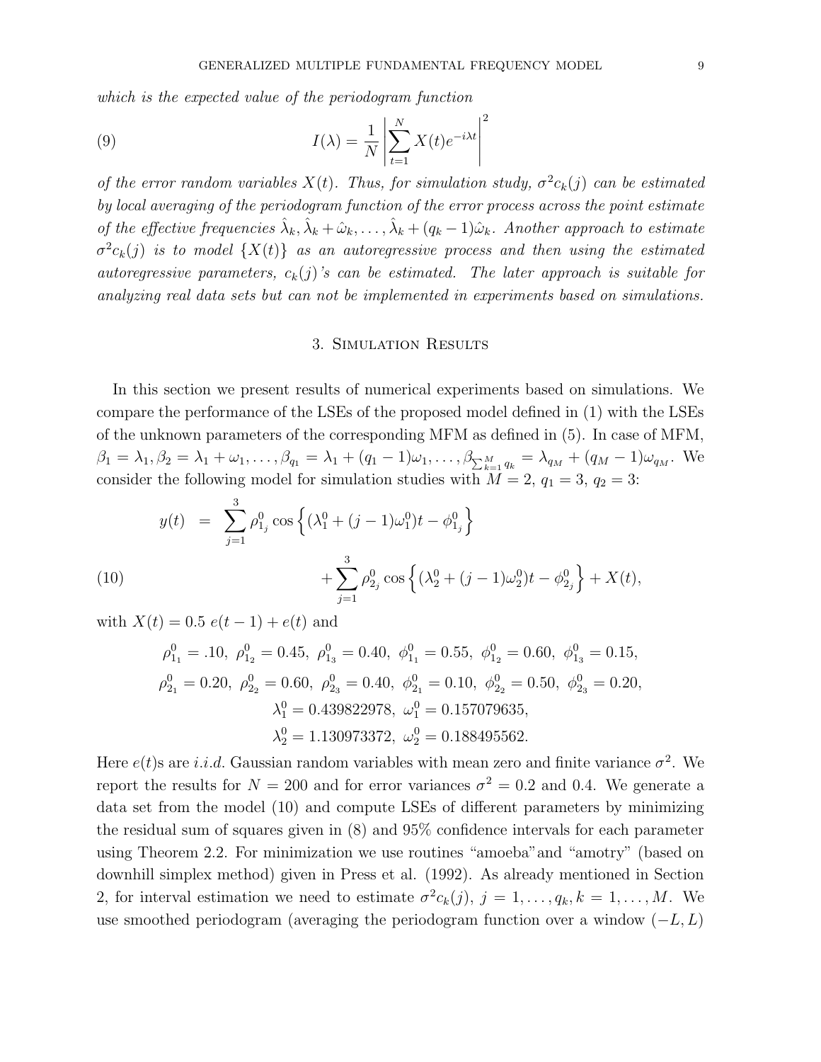*which is the expected value of the periodogram function*

$$I(\lambda) = \frac{1}{N}\left|\sum_{t=1}^{N} X(t)e^{-i\lambda t}\right|^2 \tag{9}$$

*of the error random variables $X(t)$. Thus, for simulation study, $\sigma^2 c_k(j)$ can be estimated by local averaging of the periodogram function of the error process across the point estimate of the effective frequencies $\hat{\lambda}_k, \hat{\lambda}_k + \hat{\omega}_k, \ldots, \hat{\lambda}_k + (q_k - 1)\hat{\omega}_k$. Another approach to estimate $\sigma^2 c_k(j)$ is to model $\{X(t)\}$ as an autoregressive process and then using the estimated autoregressive parameters, $c_k(j)$'s can be estimated. The later approach is suitable for analyzing real data sets but can not be implemented in experiments based on simulations.*

## 3. Simulation Results

In this section we present results of numerical experiments based on simulations. We compare the performance of the LSEs of the proposed model defined in (1) with the LSEs of the unknown parameters of the corresponding MFM as defined in (5). In case of MFM, $\beta_1 = \lambda_1, \beta_2 = \lambda_1 + \omega_1, \ldots, \beta_{q_1} = \lambda_1 + (q_1 - 1)\omega_1, \ldots, \beta_{\sum_{k=1}^{M} q_k} = \lambda_{q_M} + (q_M - 1)\omega_{q_M}$. We consider the following model for simulation studies with $M = 2$, $q_1 = 3$, $q_2 = 3$:

$$\begin{aligned} y(t) &= \sum_{j=1}^{3} \rho_{1_j}^0 \cos\left\{(\lambda_1^0 + (j-1)\omega_1^0)t - \phi_{1_j}^0\right\} \\ &\quad + \sum_{j=1}^{3} \rho_{2_j}^0 \cos\left\{(\lambda_2^0 + (j-1)\omega_2^0)t - \phi_{2_j}^0\right\} + X(t), \end{aligned} \tag{10}$$

with $X(t) = 0.5\ e(t-1) + e(t)$ and

$$\rho_{1_1}^0 = .10,\ \rho_{1_2}^0 = 0.45,\ \rho_{1_3}^0 = 0.40,\ \phi_{1_1}^0 = 0.55,\ \phi_{1_2}^0 = 0.60,\ \phi_{1_3}^0 = 0.15,$$
$$\rho_{2_1}^0 = 0.20,\ \rho_{2_2}^0 = 0.60,\ \rho_{2_3}^0 = 0.40,\ \phi_{2_1}^0 = 0.10,\ \phi_{2_2}^0 = 0.50,\ \phi_{2_3}^0 = 0.20,$$
$$\lambda_1^0 = 0.439822978,\ \omega_1^0 = 0.157079635,$$
$$\lambda_2^0 = 1.130973372,\ \omega_2^0 = 0.188495562.$$

Here $e(t)$s are *i.i.d.* Gaussian random variables with mean zero and finite variance $\sigma^2$. We report the results for $N = 200$ and for error variances $\sigma^2 = 0.2$ and 0.4. We generate a data set from the model (10) and compute LSEs of different parameters by minimizing the residual sum of squares given in (8) and 95% confidence intervals for each parameter using Theorem 2.2. For minimization we use routines "amoeba" and "amotry" (based on downhill simplex method) given in Press et al. (1992). As already mentioned in Section 2, for interval estimation we need to estimate $\sigma^2 c_k(j)$, $j = 1, \ldots, q_k, k = 1, \ldots, M$. We use smoothed periodogram (averaging the periodogram function over a window $(-L, L)$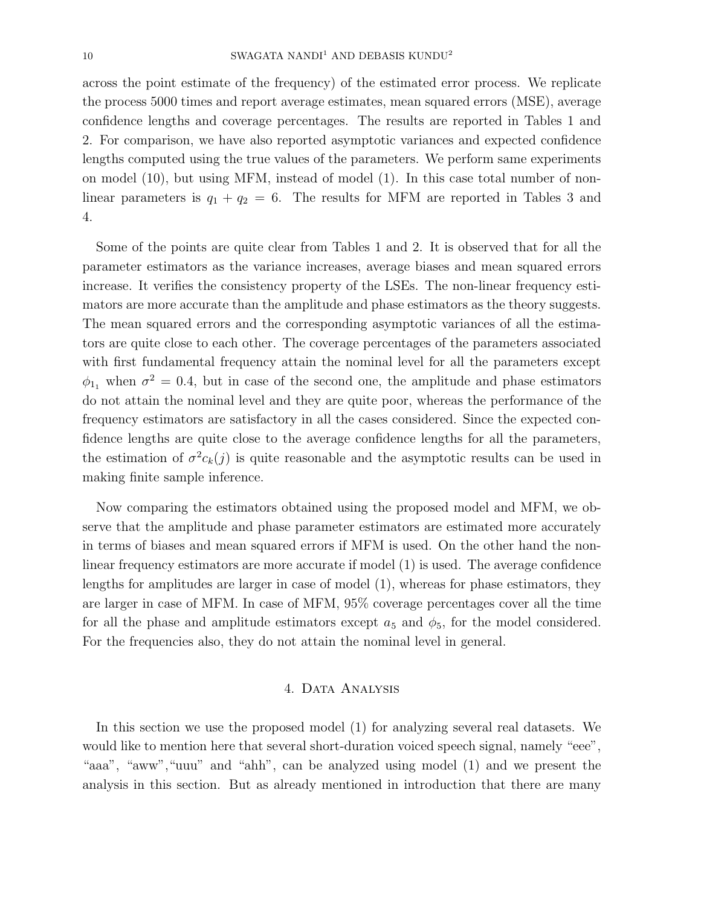across the point estimate of the frequency) of the estimated error process. We replicate the process 5000 times and report average estimates, mean squared errors (MSE), average confidence lengths and coverage percentages. The results are reported in Tables 1 and 2. For comparison, we have also reported asymptotic variances and expected confidence lengths computed using the true values of the parameters. We perform same experiments on model (10), but using MFM, instead of model (1). In this case total number of non-linear parameters is $q_1 + q_2 = 6$. The results for MFM are reported in Tables 3 and 4.

Some of the points are quite clear from Tables 1 and 2. It is observed that for all the parameter estimators as the variance increases, average biases and mean squared errors increase. It verifies the consistency property of the LSEs. The non-linear frequency estimators are more accurate than the amplitude and phase estimators as the theory suggests. The mean squared errors and the corresponding asymptotic variances of all the estimators are quite close to each other. The coverage percentages of the parameters associated with first fundamental frequency attain the nominal level for all the parameters except $\phi_{1_1}$ when $\sigma^2 = 0.4$, but in case of the second one, the amplitude and phase estimators do not attain the nominal level and they are quite poor, whereas the performance of the frequency estimators are satisfactory in all the cases considered. Since the expected confidence lengths are quite close to the average confidence lengths for all the parameters, the estimation of $\sigma^2 c_k(j)$ is quite reasonable and the asymptotic results can be used in making finite sample inference.

Now comparing the estimators obtained using the proposed model and MFM, we observe that the amplitude and phase parameter estimators are estimated more accurately in terms of biases and mean squared errors if MFM is used. On the other hand the non-linear frequency estimators are more accurate if model (1) is used. The average confidence lengths for amplitudes are larger in case of model (1), whereas for phase estimators, they are larger in case of MFM. In case of MFM, 95% coverage percentages cover all the time for all the phase and amplitude estimators except $a_5$ and $\phi_5$, for the model considered. For the frequencies also, they do not attain the nominal level in general.

## 4. Data Analysis

In this section we use the proposed model (1) for analyzing several real datasets. We would like to mention here that several short-duration voiced speech signal, namely "eee", "aaa", "aww","uuu" and "ahh", can be analyzed using model (1) and we present the analysis in this section. But as already mentioned in introduction that there are many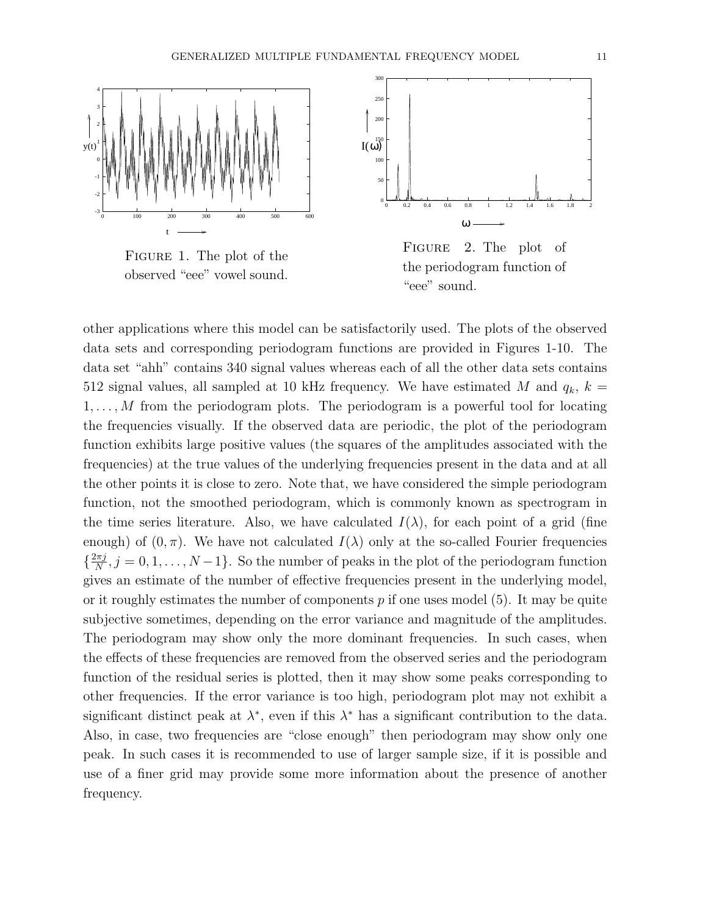FIGURE 1. The plot of the observed "eee" vowel sound.

FIGURE 2. The plot of the periodogram function of "eee" sound.

other applications where this model can be satisfactorily used. The plots of the observed data sets and corresponding periodogram functions are provided in Figures 1-10. The data set "ahh" contains 340 signal values whereas each of all the other data sets contains 512 signal values, all sampled at 10 kHz frequency. We have estimated $M$ and $q_k$, $k = 1, \ldots, M$ from the periodogram plots. The periodogram is a powerful tool for locating the frequencies visually. If the observed data are periodic, the plot of the periodogram function exhibits large positive values (the squares of the amplitudes associated with the frequencies) at the true values of the underlying frequencies present in the data and at all the other points it is close to zero. Note that, we have considered the simple periodogram function, not the smoothed periodogram, which is commonly known as spectrogram in the time series literature. Also, we have calculated $I(\lambda)$, for each point of a grid (fine enough) of $(0, \pi)$. We have not calculated $I(\lambda)$ only at the so-called Fourier frequencies $\{\frac{2\pi j}{N}, j = 0, 1, \ldots, N-1\}$. So the number of peaks in the plot of the periodogram function gives an estimate of the number of effective frequencies present in the underlying model, or it roughly estimates the number of components $p$ if one uses model (5). It may be quite subjective sometimes, depending on the error variance and magnitude of the amplitudes. The periodogram may show only the more dominant frequencies. In such cases, when the effects of these frequencies are removed from the observed series and the periodogram function of the residual series is plotted, then it may show some peaks corresponding to other frequencies. If the error variance is too high, periodogram plot may not exhibit a significant distinct peak at $\lambda^*$, even if this $\lambda^*$ has a significant contribution to the data. Also, in case, two frequencies are "close enough" then periodogram may show only one peak. In such cases it is recommended to use of larger sample size, if it is possible and use of a finer grid may provide some more information about the presence of another frequency.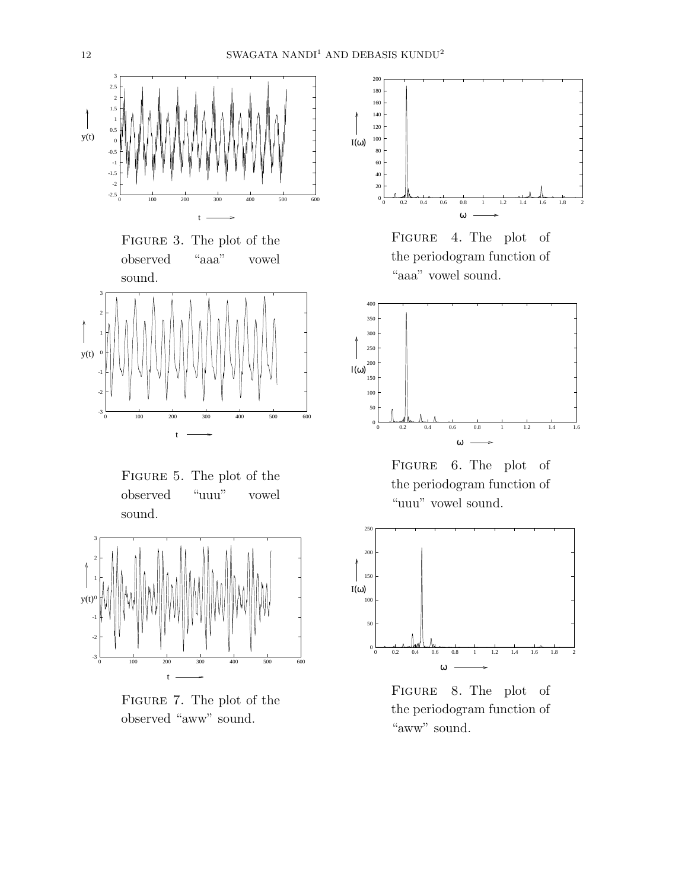Figure 3. The plot of the observed "aaa" vowel sound.

Figure 4. The plot of the periodogram function of "aaa" vowel sound.

Figure 5. The plot of the observed "uuu" vowel sound.

Figure 6. The plot of the periodogram function of "uuu" vowel sound.

Figure 7. The plot of the observed "aww" sound.

Figure 8. The plot of the periodogram function of "aww" sound.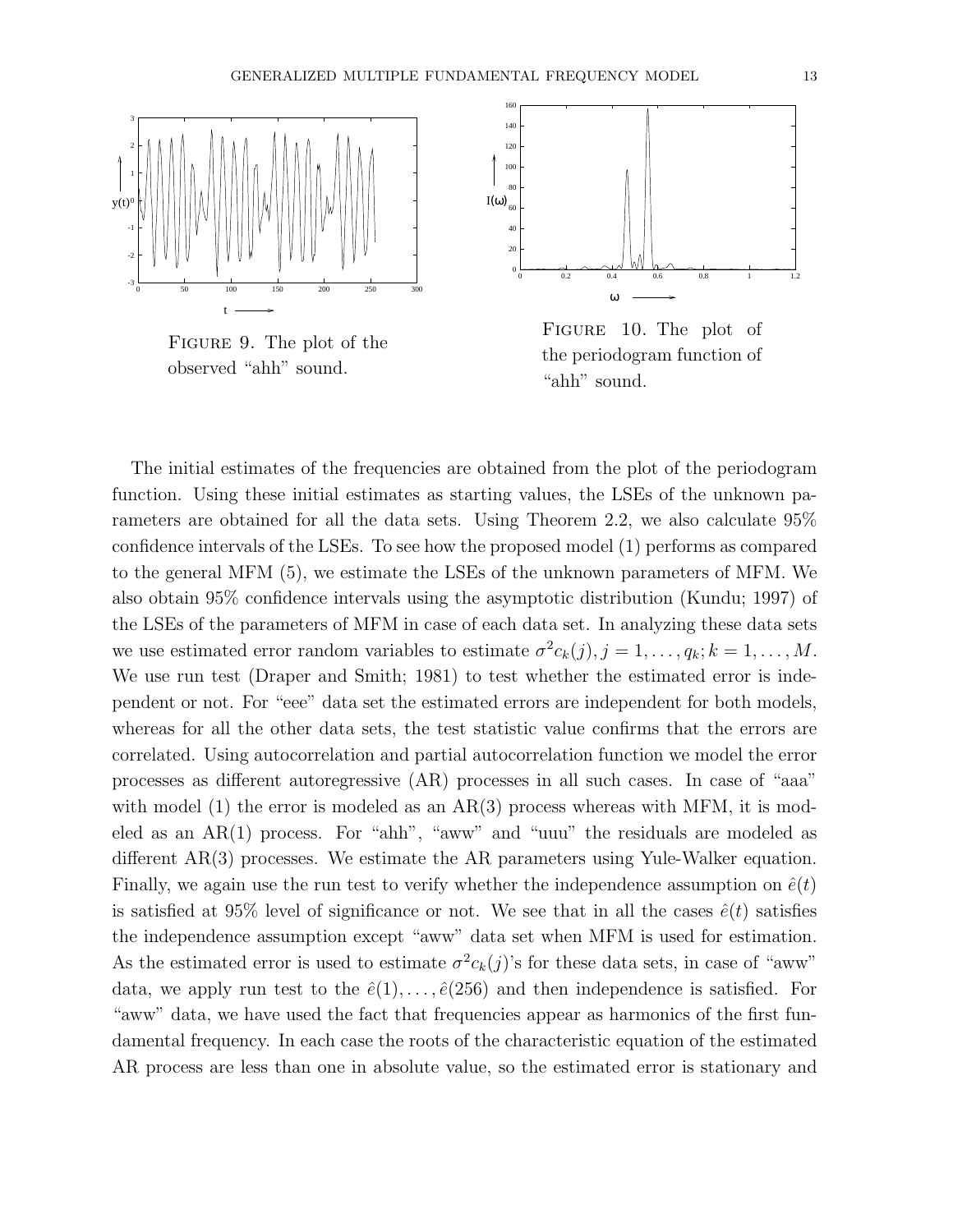FIGURE 9. The plot of the observed "ahh" sound.

FIGURE 10. The plot of the periodogram function of "ahh" sound.

The initial estimates of the frequencies are obtained from the plot of the periodogram function. Using these initial estimates as starting values, the LSEs of the unknown parameters are obtained for all the data sets. Using Theorem 2.2, we also calculate 95% confidence intervals of the LSEs. To see how the proposed model (1) performs as compared to the general MFM (5), we estimate the LSEs of the unknown parameters of MFM. We also obtain 95% confidence intervals using the asymptotic distribution (Kundu; 1997) of the LSEs of the parameters of MFM in case of each data set. In analyzing these data sets we use estimated error random variables to estimate $\sigma^2 c_k(j), j = 1, \ldots, q_k; k = 1, \ldots, M$. We use run test (Draper and Smith; 1981) to test whether the estimated error is independent or not. For "eee" data set the estimated errors are independent for both models, whereas for all the other data sets, the test statistic value confirms that the errors are correlated. Using autocorrelation and partial autocorrelation function we model the error processes as different autoregressive (AR) processes in all such cases. In case of "aaa" with model (1) the error is modeled as an AR(3) process whereas with MFM, it is modeled as an AR(1) process. For "ahh", "aww" and "uuu" the residuals are modeled as different AR(3) processes. We estimate the AR parameters using Yule-Walker equation. Finally, we again use the run test to verify whether the independence assumption on $\hat{e}(t)$ is satisfied at 95% level of significance or not. We see that in all the cases $\hat{e}(t)$ satisfies the independence assumption except "aww" data set when MFM is used for estimation. As the estimated error is used to estimate $\sigma^2 c_k(j)$'s for these data sets, in case of "aww" data, we apply run test to the $\hat{e}(1), \ldots, \hat{e}(256)$ and then independence is satisfied. For "aww" data, we have used the fact that frequencies appear as harmonics of the first fundamental frequency. In each case the roots of the characteristic equation of the estimated AR process are less than one in absolute value, so the estimated error is stationary and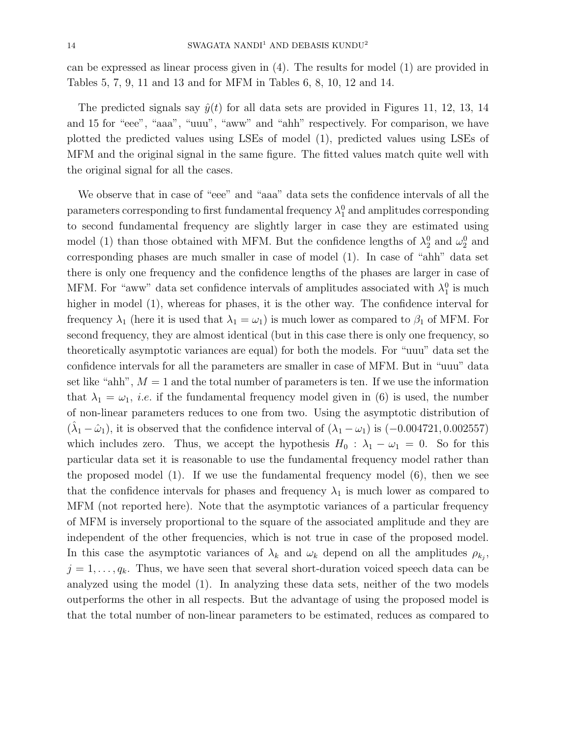can be expressed as linear process given in (4). The results for model (1) are provided in Tables 5, 7, 9, 11 and 13 and for MFM in Tables 6, 8, 10, 12 and 14.

The predicted signals say $\hat{y}(t)$ for all data sets are provided in Figures 11, 12, 13, 14 and 15 for "eee", "aaa", "uuu", "aww" and "ahh" respectively. For comparison, we have plotted the predicted values using LSEs of model (1), predicted values using LSEs of MFM and the original signal in the same figure. The fitted values match quite well with the original signal for all the cases.

We observe that in case of "eee" and "aaa" data sets the confidence intervals of all the parameters corresponding to first fundamental frequency $\lambda_1^0$ and amplitudes corresponding to second fundamental frequency are slightly larger in case they are estimated using model (1) than those obtained with MFM. But the confidence lengths of $\lambda_2^0$ and $\omega_2^0$ and corresponding phases are much smaller in case of model (1). In case of "ahh" data set there is only one frequency and the confidence lengths of the phases are larger in case of MFM. For "aww" data set confidence intervals of amplitudes associated with $\lambda_1^0$ is much higher in model (1), whereas for phases, it is the other way. The confidence interval for frequency $\lambda_1$ (here it is used that $\lambda_1 = \omega_1$) is much lower as compared to $\beta_1$ of MFM. For second frequency, they are almost identical (but in this case there is only one frequency, so theoretically asymptotic variances are equal) for both the models. For "uuu" data set the confidence intervals for all the parameters are smaller in case of MFM. But in "uuu" data set like "ahh", $M = 1$ and the total number of parameters is ten. If we use the information that $\lambda_1 = \omega_1$, *i.e.* if the fundamental frequency model given in (6) is used, the number of non-linear parameters reduces to one from two. Using the asymptotic distribution of $(\hat{\lambda}_1 - \hat{\omega}_1)$, it is observed that the confidence interval of $(\lambda_1 - \omega_1)$ is $(-0.004721, 0.002557)$ which includes zero. Thus, we accept the hypothesis $H_0 : \lambda_1 - \omega_1 = 0$. So for this particular data set it is reasonable to use the fundamental frequency model rather than the proposed model (1). If we use the fundamental frequency model (6), then we see that the confidence intervals for phases and frequency $\lambda_1$ is much lower as compared to MFM (not reported here). Note that the asymptotic variances of a particular frequency of MFM is inversely proportional to the square of the associated amplitude and they are independent of the other frequencies, which is not true in case of the proposed model. In this case the asymptotic variances of $\lambda_k$ and $\omega_k$ depend on all the amplitudes $\rho_{k_j}$, $j = 1, \ldots, q_k$. Thus, we have seen that several short-duration voiced speech data can be analyzed using the model (1). In analyzing these data sets, neither of the two models outperforms the other in all respects. But the advantage of using the proposed model is that the total number of non-linear parameters to be estimated, reduces as compared to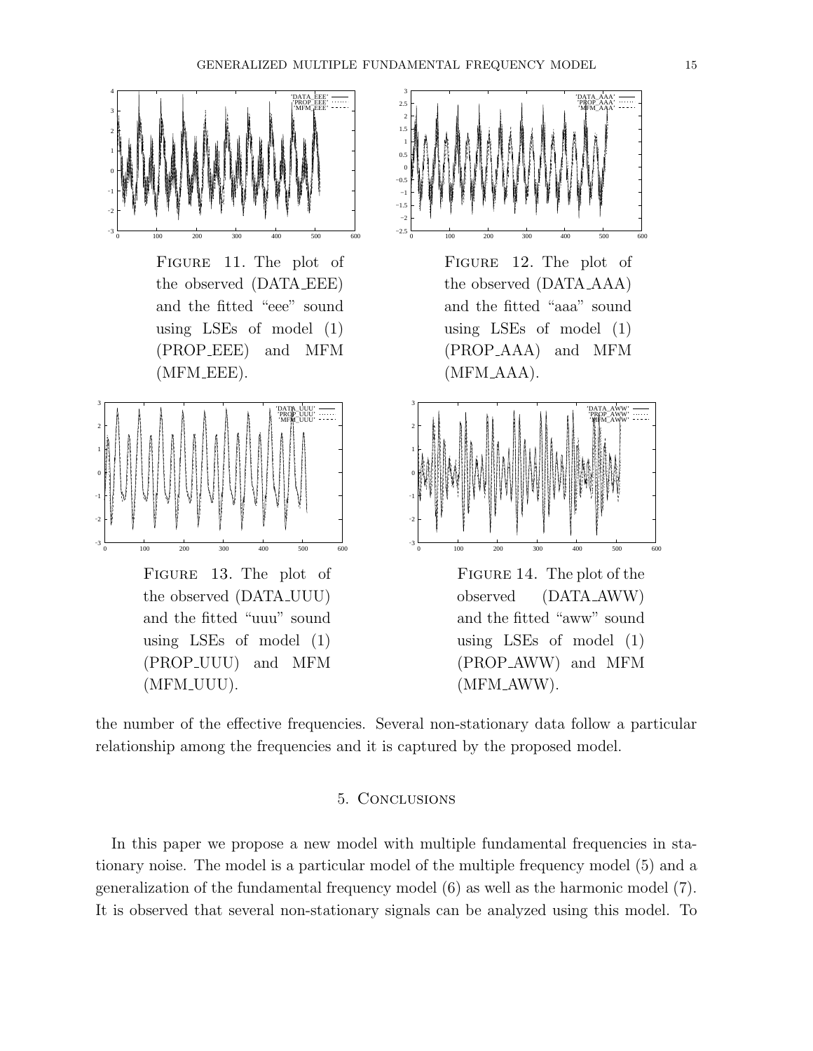Figure 11. The plot of the observed (DATA_EEE) and the fitted "eee" sound using LSEs of model (1) (PROP_EEE) and MFM (MFM_EEE).

Figure 12. The plot of the observed (DATA_AAA) and the fitted "aaa" sound using LSEs of model (1) (PROP_AAA) and MFM (MFM_AAA).

Figure 13. The plot of the observed (DATA_UUU) and the fitted "uuu" sound using LSEs of model (1) (PROP_UUU) and MFM (MFM_UUU).

Figure 14. The plot of the observed (DATA_AWW) and the fitted "aww" sound using LSEs of model (1) (PROP_AWW) and MFM (MFM_AWW).

the number of the effective frequencies. Several non-stationary data follow a particular relationship among the frequencies and it is captured by the proposed model.

## 5. Conclusions

In this paper we propose a new model with multiple fundamental frequencies in stationary noise. The model is a particular model of the multiple frequency model (5) and a generalization of the fundamental frequency model (6) as well as the harmonic model (7). It is observed that several non-stationary signals can be analyzed using this model. To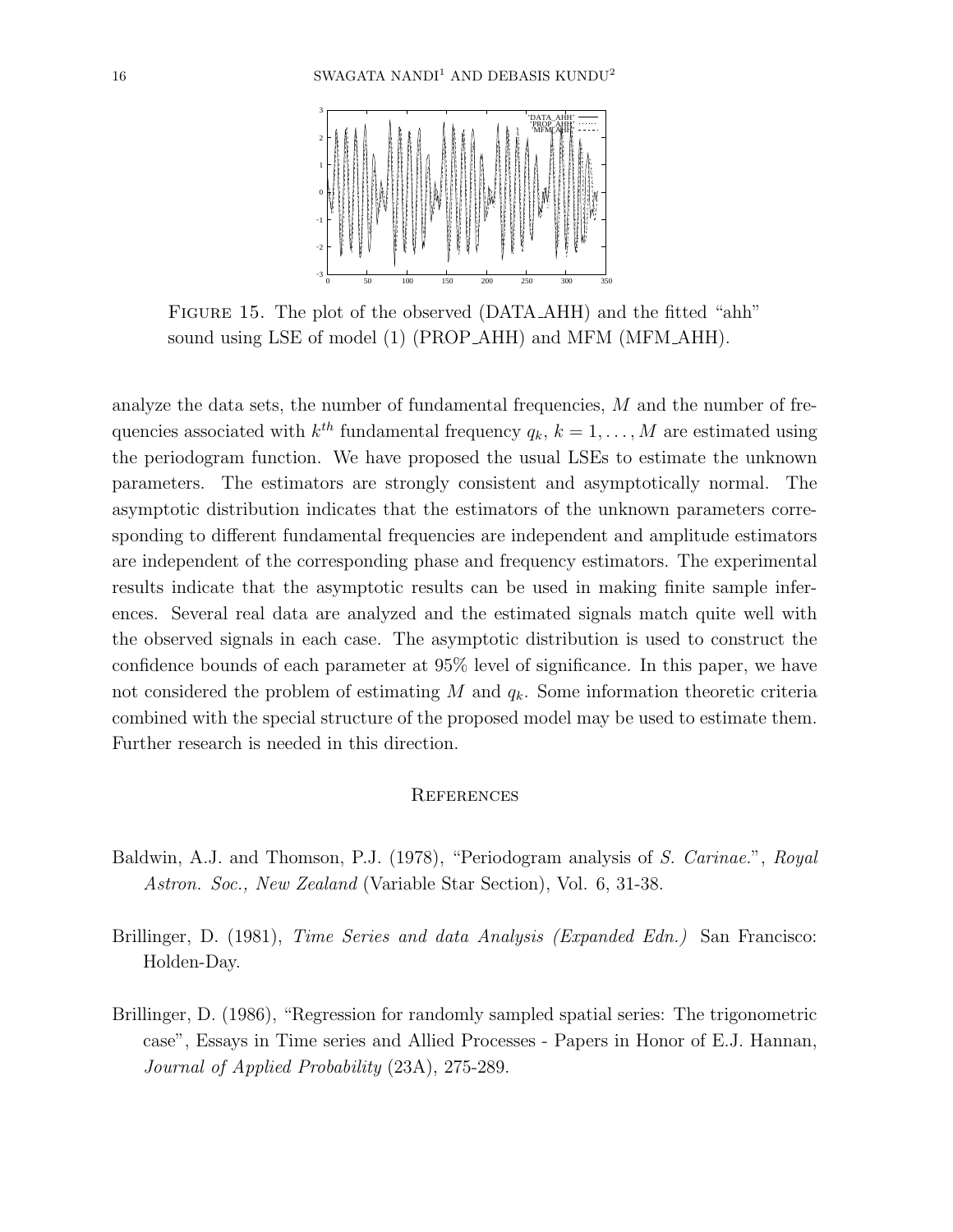FIGURE 15. The plot of the observed (DATA_AHH) and the fitted "ahh" sound using LSE of model (1) (PROP_AHH) and MFM (MFM_AHH).

analyze the data sets, the number of fundamental frequencies, $M$ and the number of frequencies associated with $k^{th}$ fundamental frequency $q_k$, $k = 1, \ldots, M$ are estimated using the periodogram function. We have proposed the usual LSEs to estimate the unknown parameters. The estimators are strongly consistent and asymptotically normal. The asymptotic distribution indicates that the estimators of the unknown parameters corresponding to different fundamental frequencies are independent and amplitude estimators are independent of the corresponding phase and frequency estimators. The experimental results indicate that the asymptotic results can be used in making finite sample inferences. Several real data are analyzed and the estimated signals match quite well with the observed signals in each case. The asymptotic distribution is used to construct the confidence bounds of each parameter at 95% level of significance. In this paper, we have not considered the problem of estimating $M$ and $q_k$. Some information theoretic criteria combined with the special structure of the proposed model may be used to estimate them. Further research is needed in this direction.

## REFERENCES

Baldwin, A.J. and Thomson, P.J. (1978), "Periodogram analysis of *S. Carinae.*", *Royal Astron. Soc., New Zealand* (Variable Star Section), Vol. 6, 31-38.

Brillinger, D. (1981), *Time Series and data Analysis (Expanded Edn.)* San Francisco: Holden-Day.

Brillinger, D. (1986), "Regression for randomly sampled spatial series: The trigonometric case", Essays in Time series and Allied Processes - Papers in Honor of E.J. Hannan, *Journal of Applied Probability* (23A), 275-289.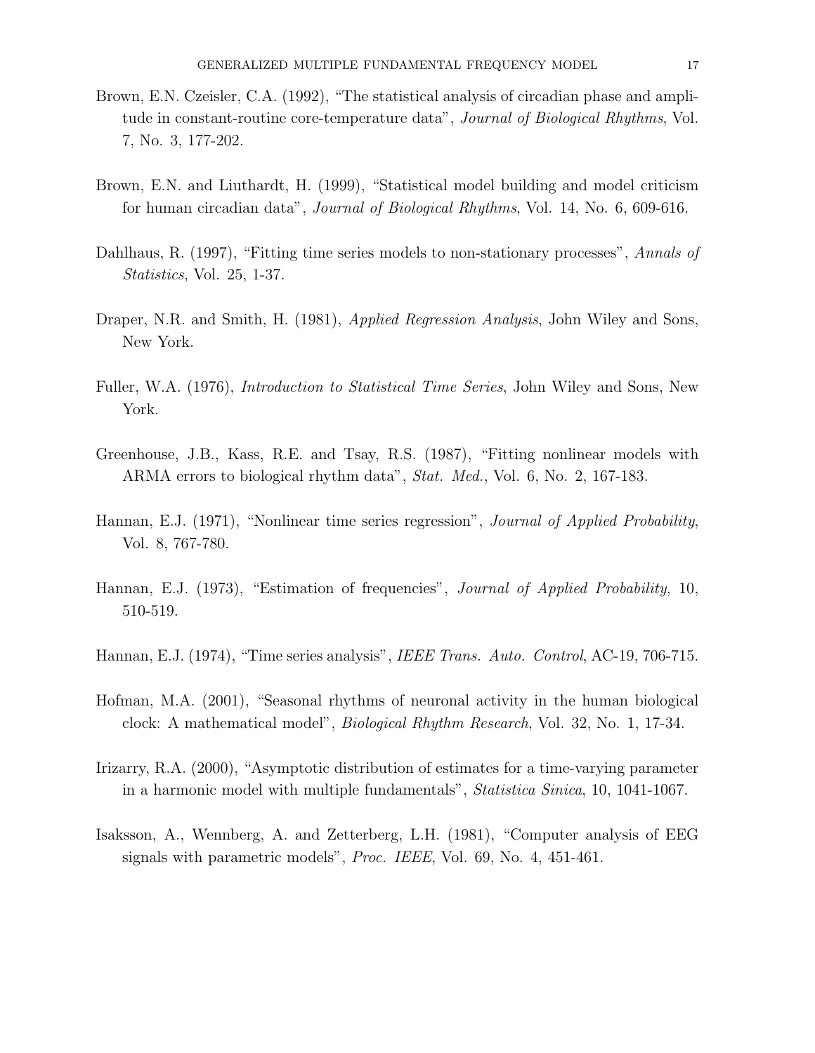Brown, E.N. Czeisler, C.A. (1992), "The statistical analysis of circadian phase and amplitude in constant-routine core-temperature data", *Journal of Biological Rhythms*, Vol. 7, No. 3, 177-202.

Brown, E.N. and Liuthardt, H. (1999), "Statistical model building and model criticism for human circadian data", *Journal of Biological Rhythms*, Vol. 14, No. 6, 609-616.

Dahlhaus, R. (1997), "Fitting time series models to non-stationary processes", *Annals of Statistics*, Vol. 25, 1-37.

Draper, N.R. and Smith, H. (1981), *Applied Regression Analysis*, John Wiley and Sons, New York.

Fuller, W.A. (1976), *Introduction to Statistical Time Series*, John Wiley and Sons, New York.

Greenhouse, J.B., Kass, R.E. and Tsay, R.S. (1987), "Fitting nonlinear models with ARMA errors to biological rhythm data", *Stat. Med.*, Vol. 6, No. 2, 167-183.

Hannan, E.J. (1971), "Nonlinear time series regression", *Journal of Applied Probability*, Vol. 8, 767-780.

Hannan, E.J. (1973), "Estimation of frequencies", *Journal of Applied Probability*, 10, 510-519.

Hannan, E.J. (1974), "Time series analysis", *IEEE Trans. Auto. Control*, AC-19, 706-715.

Hofman, M.A. (2001), "Seasonal rhythms of neuronal activity in the human biological clock: A mathematical model", *Biological Rhythm Research*, Vol. 32, No. 1, 17-34.

Irizarry, R.A. (2000), "Asymptotic distribution of estimates for a time-varying parameter in a harmonic model with multiple fundamentals", *Statistica Sinica*, 10, 1041-1067.

Isaksson, A., Wennberg, A. and Zetterberg, L.H. (1981), "Computer analysis of EEG signals with parametric models", *Proc. IEEE*, Vol. 69, No. 4, 451-461.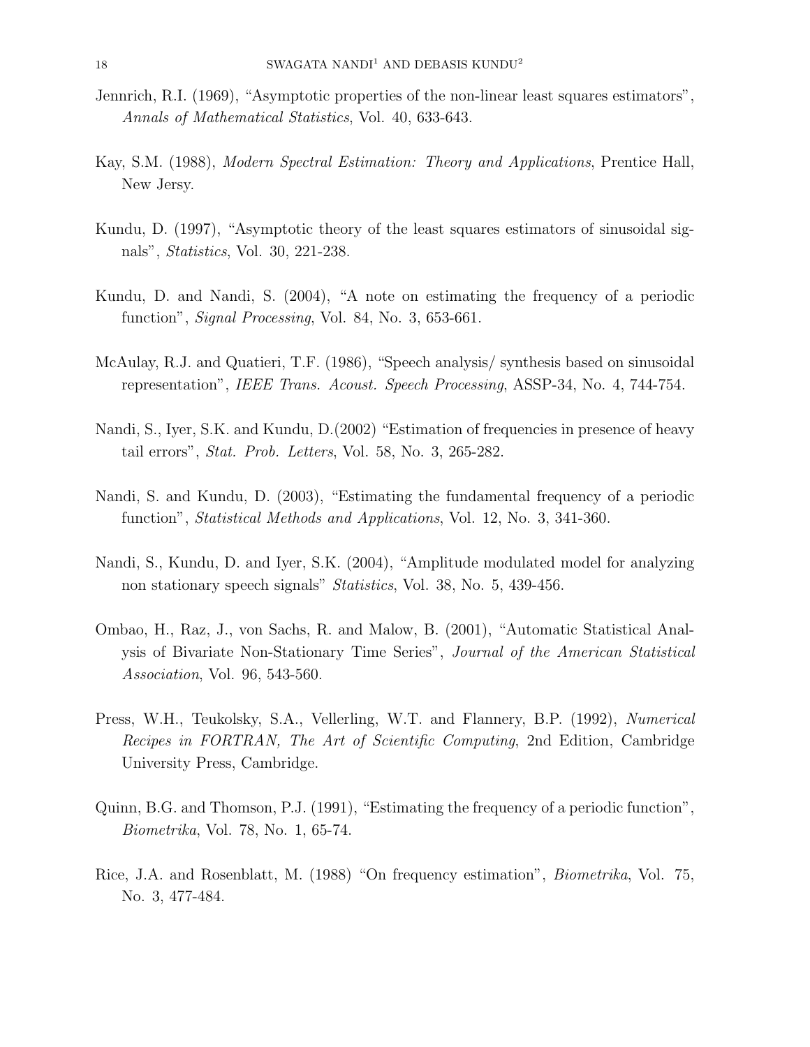Jennrich, R.I. (1969), "Asymptotic properties of the non-linear least squares estimators", *Annals of Mathematical Statistics*, Vol. 40, 633-643.

Kay, S.M. (1988), *Modern Spectral Estimation: Theory and Applications*, Prentice Hall, New Jersy.

Kundu, D. (1997), "Asymptotic theory of the least squares estimators of sinusoidal signals", *Statistics*, Vol. 30, 221-238.

Kundu, D. and Nandi, S. (2004), "A note on estimating the frequency of a periodic function", *Signal Processing*, Vol. 84, No. 3, 653-661.

McAulay, R.J. and Quatieri, T.F. (1986), "Speech analysis/ synthesis based on sinusoidal representation", *IEEE Trans. Acoust. Speech Processing*, ASSP-34, No. 4, 744-754.

Nandi, S., Iyer, S.K. and Kundu, D.(2002) "Estimation of frequencies in presence of heavy tail errors", *Stat. Prob. Letters*, Vol. 58, No. 3, 265-282.

Nandi, S. and Kundu, D. (2003), "Estimating the fundamental frequency of a periodic function", *Statistical Methods and Applications*, Vol. 12, No. 3, 341-360.

Nandi, S., Kundu, D. and Iyer, S.K. (2004), "Amplitude modulated model for analyzing non stationary speech signals" *Statistics*, Vol. 38, No. 5, 439-456.

Ombao, H., Raz, J., von Sachs, R. and Malow, B. (2001), "Automatic Statistical Analysis of Bivariate Non-Stationary Time Series", *Journal of the American Statistical Association*, Vol. 96, 543-560.

Press, W.H., Teukolsky, S.A., Vellerling, W.T. and Flannery, B.P. (1992), *Numerical Recipes in FORTRAN, The Art of Scientific Computing*, 2nd Edition, Cambridge University Press, Cambridge.

Quinn, B.G. and Thomson, P.J. (1991), "Estimating the frequency of a periodic function", *Biometrika*, Vol. 78, No. 1, 65-74.

Rice, J.A. and Rosenblatt, M. (1988) "On frequency estimation", *Biometrika*, Vol. 75, No. 3, 477-484.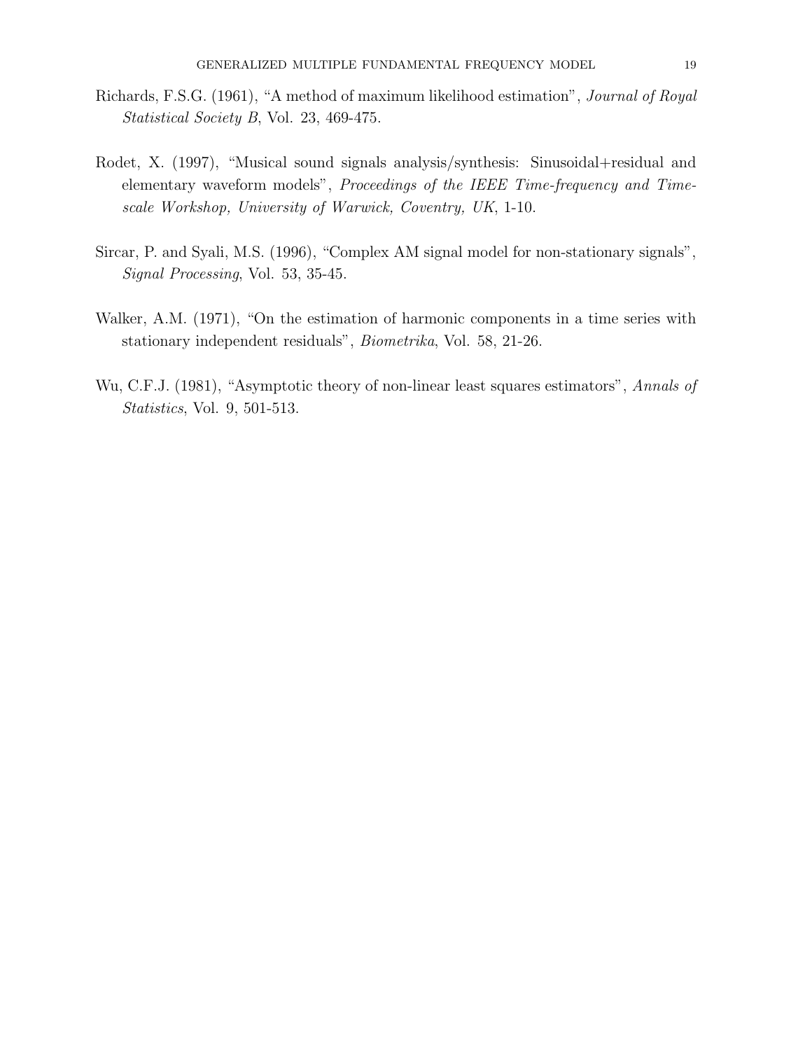Richards, F.S.G. (1961), "A method of maximum likelihood estimation", *Journal of Royal Statistical Society B*, Vol. 23, 469-475.

Rodet, X. (1997), "Musical sound signals analysis/synthesis: Sinusoidal+residual and elementary waveform models", *Proceedings of the IEEE Time-frequency and Time-scale Workshop, University of Warwick, Coventry, UK*, 1-10.

Sircar, P. and Syali, M.S. (1996), "Complex AM signal model for non-stationary signals", *Signal Processing*, Vol. 53, 35-45.

Walker, A.M. (1971), "On the estimation of harmonic components in a time series with stationary independent residuals", *Biometrika*, Vol. 58, 21-26.

Wu, C.F.J. (1981), "Asymptotic theory of non-linear least squares estimators", *Annals of Statistics*, Vol. 9, 501-513.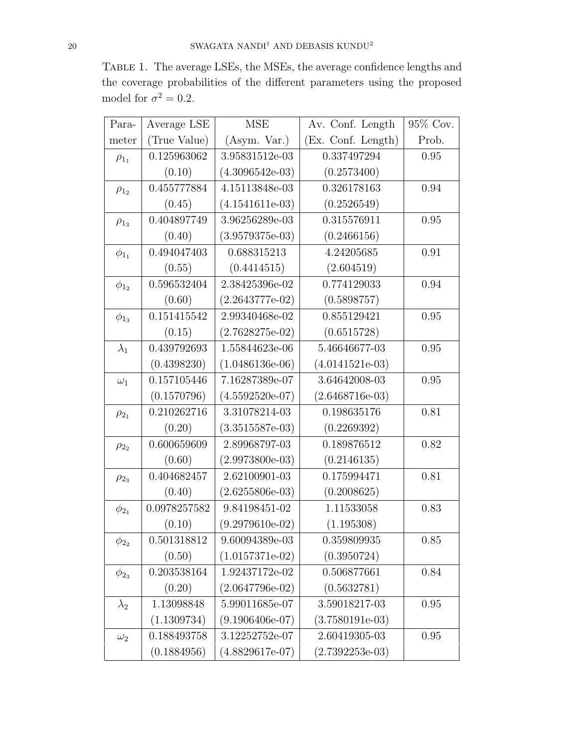Table 1. The average LSEs, the MSEs, the average confidence lengths and the coverage probabilities of the different parameters using the proposed model for $\sigma^2 = 0.2$.

| Parameter | Average LSE (True Value) | MSE (Asym. Var.) | Av. Conf. Length (Ex. Conf. Length) | 95% Cov. Prob. |
|---|---|---|---|---|
| $\rho_{1_1}$ | 0.125963062 (0.10) | 3.95831512e-03 (4.3096542e-03) | 0.337497294 (0.2573400) | 0.95 |
| $\rho_{1_2}$ | 0.455777884 (0.45) | 4.15113848e-03 (4.1541611e-03) | 0.326178163 (0.2526549) | 0.94 |
| $\rho_{1_3}$ | 0.404897749 (0.40) | 3.96256289e-03 (3.9579375e-03) | 0.315576911 (0.2466156) | 0.95 |
| $\phi_{1_1}$ | 0.494047403 (0.55) | 0.688315213 (0.4414515) | 4.24205685 (2.604519) | 0.91 |
| $\phi_{1_2}$ | 0.596532404 (0.60) | 2.38425396e-02 (2.2643777e-02) | 0.774129033 (0.5898757) | 0.94 |
| $\phi_{1_3}$ | 0.151415542 (0.15) | 2.99340468e-02 (2.7628275e-02) | 0.855129421 (0.6515728) | 0.95 |
| $\lambda_1$ | 0.439792693 (0.4398230) | 1.55844623e-06 (1.0486136e-06) | 5.46646677-03 (4.0141521e-03) | 0.95 |
| $\omega_1$ | 0.157105446 (0.1570796) | 7.16287389e-07 (4.5592520e-07) | 3.64642008-03 (2.6468716e-03) | 0.95 |
| $\rho_{2_1}$ | 0.210262716 (0.20) | 3.31078214-03 (3.3515587e-03) | 0.198635176 (0.2269392) | 0.81 |
| $\rho_{2_2}$ | 0.600659609 (0.60) | 2.89968797-03 (2.9973800e-03) | 0.189876512 (0.2146135) | 0.82 |
| $\rho_{2_3}$ | 0.404682457 (0.40) | 2.62100901-03 (2.6255806e-03) | 0.175994471 (0.2008625) | 0.81 |
| $\phi_{2_1}$ | 0.0978257582 (0.10) | 9.84198451-02 (9.2979610e-02) | 1.11533058 (1.195308) | 0.83 |
| $\phi_{2_2}$ | 0.501318812 (0.50) | 9.60094389e-03 (1.0157371e-02) | 0.359809935 (0.3950724) | 0.85 |
| $\phi_{2_3}$ | 0.203538164 (0.20) | 1.92437172e-02 (2.0647796e-02) | 0.506877661 (0.5632781) | 0.84 |
| $\lambda_2$ | 1.13098848 (1.1309734) | 5.99011685e-07 (9.1906406e-07) | 3.59018217-03 (3.7580191e-03) | 0.95 |
| $\omega_2$ | 0.188493758 (0.1884956) | 3.12252752e-07 (4.8829617e-07) | 2.60419305-03 (2.7392253e-03) | 0.95 |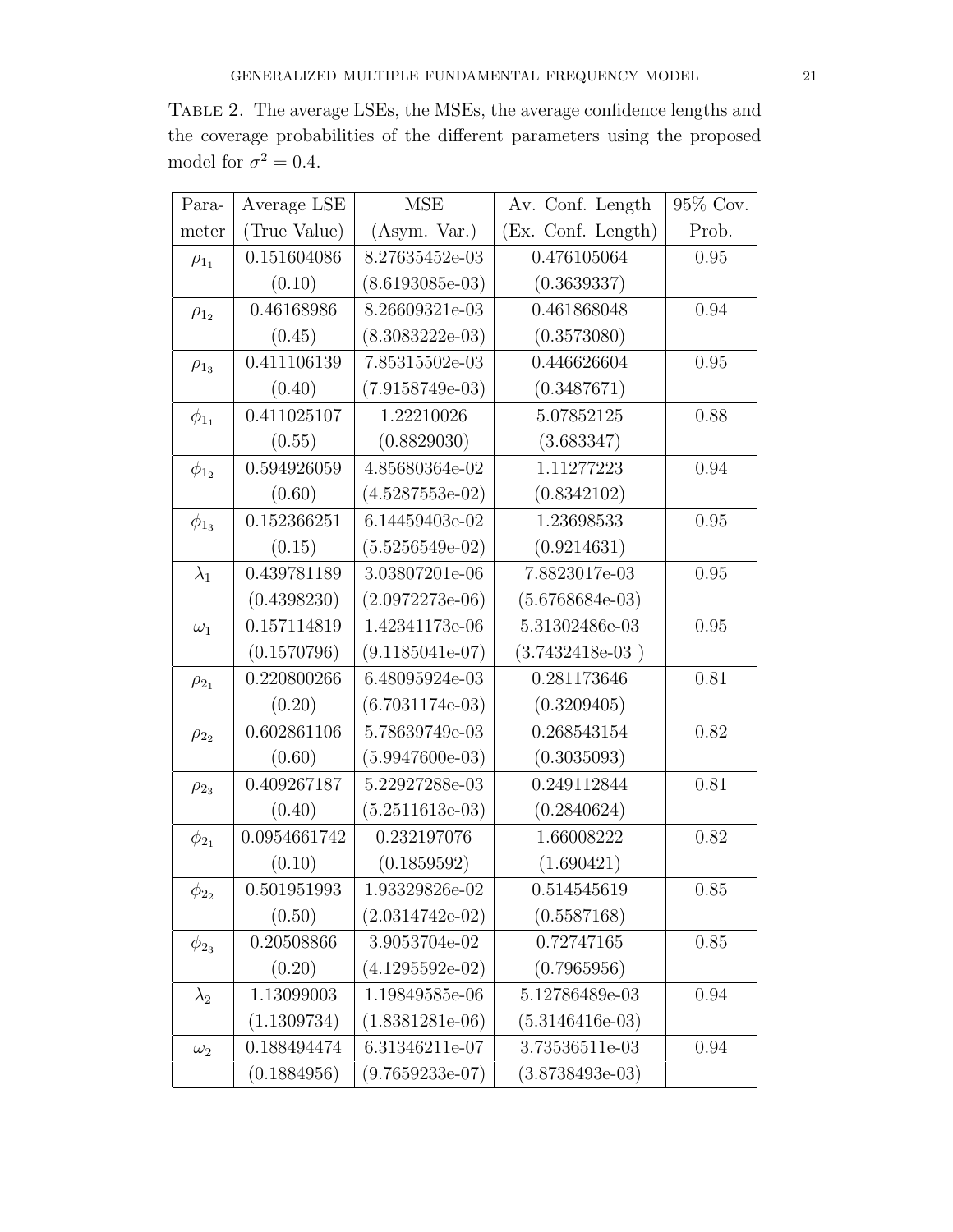Table 2. The average LSEs, the MSEs, the average confidence lengths and the coverage probabilities of the different parameters using the proposed model for $\sigma^2 = 0.4$.

| Parameter | Average LSE (True Value) | MSE (Asym. Var.) | Av. Conf. Length (Ex. Conf. Length) | 95% Cov. Prob. |
|---|---|---|---|---|
| $\rho_{1_1}$ | 0.151604086 (0.10) | 8.27635452e-03 (8.6193085e-03) | 0.476105064 (0.3639337) | 0.95 |
| $\rho_{1_2}$ | 0.46168986 (0.45) | 8.26609321e-03 (8.3083222e-03) | 0.461868048 (0.3573080) | 0.94 |
| $\rho_{1_3}$ | 0.411106139 (0.40) | 7.85315502e-03 (7.9158749e-03) | 0.446626604 (0.3487671) | 0.95 |
| $\phi_{1_1}$ | 0.411025107 (0.55) | 1.22210026 (0.8829030) | 5.07852125 (3.683347) | 0.88 |
| $\phi_{1_2}$ | 0.594926059 (0.60) | 4.85680364e-02 (4.5287553e-02) | 1.11277223 (0.8342102) | 0.94 |
| $\phi_{1_3}$ | 0.152366251 (0.15) | 6.14459403e-02 (5.5256549e-02) | 1.23698533 (0.9214631) | 0.95 |
| $\lambda_1$ | 0.439781189 (0.4398230) | 3.03807201e-06 (2.0972273e-06) | 7.8823017e-03 (5.6768684e-03) | 0.95 |
| $\omega_1$ | 0.157114819 (0.1570796) | 1.42341173e-06 (9.1185041e-07) | 5.31302486e-03 (3.7432418e-03 ) | 0.95 |
| $\rho_{2_1}$ | 0.220800266 (0.20) | 6.48095924e-03 (6.7031174e-03) | 0.281173646 (0.3209405) | 0.81 |
| $\rho_{2_2}$ | 0.602861106 (0.60) | 5.78639749e-03 (5.9947600e-03) | 0.268543154 (0.3035093) | 0.82 |
| $\rho_{2_3}$ | 0.409267187 (0.40) | 5.22927288e-03 (5.2511613e-03) | 0.249112844 (0.2840624) | 0.81 |
| $\phi_{2_1}$ | 0.0954661742 (0.10) | 0.232197076 (0.1859592) | 1.66008222 (1.690421) | 0.82 |
| $\phi_{2_2}$ | 0.501951993 (0.50) | 1.93329826e-02 (2.0314742e-02) | 0.514545619 (0.5587168) | 0.85 |
| $\phi_{2_3}$ | 0.20508866 (0.20) | 3.9053704e-02 (4.1295592e-02) | 0.72747165 (0.7965956) | 0.85 |
| $\lambda_2$ | 1.13099003 (1.1309734) | 1.19849585e-06 (1.8381281e-06) | 5.12786489e-03 (5.3146416e-03) | 0.94 |
| $\omega_2$ | 0.188494474 (0.1884956) | 6.31346211e-07 (9.7659233e-07) | 3.73536511e-03 (3.8738493e-03) | 0.94 |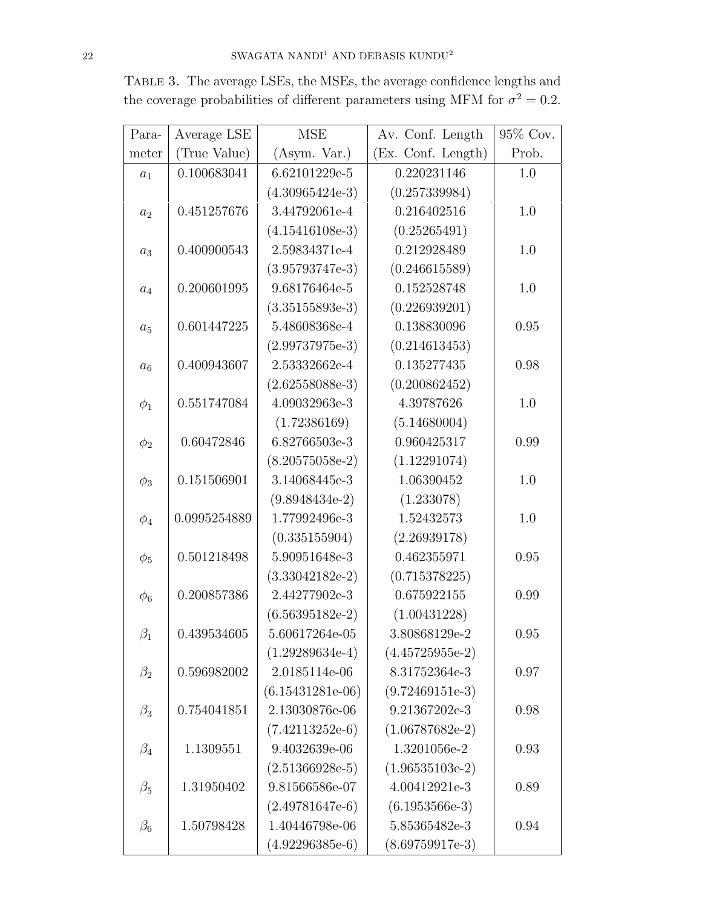Table 3. The average LSEs, the MSEs, the average confidence lengths and the coverage probabilities of different parameters using MFM for $\sigma^2 = 0.2$.

| Para-meter | Average LSE (True Value) | MSE (Asym. Var.) | Av. Conf. Length (Ex. Conf. Length) | 95% Cov. Prob. |
|---|---|---|---|---|
| $a_1$ | 0.100683041 | 6.62101229e-5 | 0.220231146 | 1.0 |
| | | (4.30965424e-3) | (0.257339984) | |
| $a_2$ | 0.451257676 | 3.44792061e-4 | 0.216402516 | 1.0 |
| | | (4.15416108e-3) | (0.25265491) | |
| $a_3$ | 0.400900543 | 2.59834371e-4 | 0.212928489 | 1.0 |
| | | (3.95793747e-3) | (0.246615589) | |
| $a_4$ | 0.200601995 | 9.68176464e-5 | 0.152528748 | 1.0 |
| | | (3.35155893e-3) | (0.226939201) | |
| $a_5$ | 0.601447225 | 5.48608368e-4 | 0.138830096 | 0.95 |
| | | (2.99737975e-3) | (0.214613453) | |
| $a_6$ | 0.400943607 | 2.53332662e-4 | 0.135277435 | 0.98 |
| | | (2.62558088e-3) | (0.200862452) | |
| $\phi_1$ | 0.551747084 | 4.09032963e-3 | 4.39787626 | 1.0 |
| | | (1.72386169) | (5.14680004) | |
| $\phi_2$ | 0.60472846 | 6.82766503e-3 | 0.960425317 | 0.99 |
| | | (8.20575058e-2) | (1.12291074) | |
| $\phi_3$ | 0.151506901 | 3.14068445e-3 | 1.06390452 | 1.0 |
| | | (9.8948434e-2) | (1.233078) | |
| $\phi_4$ | 0.0995254889 | 1.77992496e-3 | 1.52432573 | 1.0 |
| | | (0.335155904) | (2.26939178) | |
| $\phi_5$ | 0.501218498 | 5.90951648e-3 | 0.462355971 | 0.95 |
| | | (3.33042182e-2) | (0.715378225) | |
| $\phi_6$ | 0.200857386 | 2.44277902e-3 | 0.675922155 | 0.99 |
| | | (6.56395182e-2) | (1.00431228) | |
| $\beta_1$ | 0.439534605 | 5.60617264e-05 | 3.80868129e-2 | 0.95 |
| | | (1.29289634e-4) | (4.45725955e-2) | |
| $\beta_2$ | 0.596982002 | 2.0185114e-06 | 8.31752364e-3 | 0.97 |
| | | (6.15431281e-06) | (9.72469151e-3) | |
| $\beta_3$ | 0.754041851 | 2.13030876e-06 | 9.21367202e-3 | 0.98 |
| | | (7.42113252e-6) | (1.06787682e-2) | |
| $\beta_4$ | 1.1309551 | 9.4032639e-06 | 1.3201056e-2 | 0.93 |
| | | (2.51366928e-5) | (1.96535103e-2) | |
| $\beta_5$ | 1.31950402 | 9.81566586e-07 | 4.00412921e-3 | 0.89 |
| | | (2.49781647e-6) | (6.1953566e-3) | |
| $\beta_6$ | 1.50798428 | 1.40446798e-06 | 5.85365482e-3 | 0.94 |
| | | (4.92296385e-6) | (8.69759917e-3) | |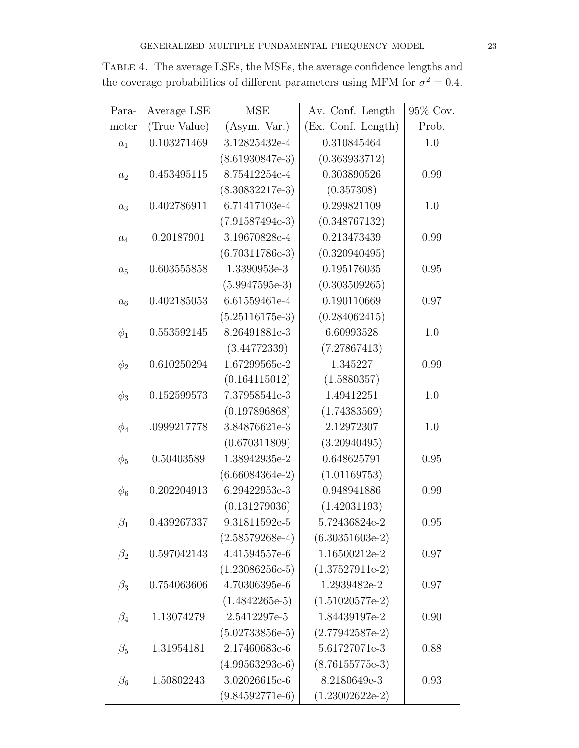TABLE 4. The average LSEs, the MSEs, the average confidence lengths and the coverage probabilities of different parameters using MFM for $\sigma^2 = 0.4$.

| Para-meter | Average LSE (True Value) | MSE (Asym. Var.) | Av. Conf. Length (Ex. Conf. Length) | 95% Cov. Prob. |
|---|---|---|---|---|
| $a_1$ | 0.103271469 | 3.12825432e-4 | 0.310845464 | 1.0 |
| | | (8.61930847e-3) | (0.363933712) | |
| $a_2$ | 0.453495115 | 8.75412254e-4 | 0.303890526 | 0.99 |
| | | (8.30832217e-3) | (0.357308) | |
| $a_3$ | 0.402786911 | 6.71417103e-4 | 0.299821109 | 1.0 |
| | | (7.91587494e-3) | (0.348767132) | |
| $a_4$ | 0.20187901 | 3.19670828e-4 | 0.213473439 | 0.99 |
| | | (6.70311786e-3) | (0.320940495) | |
| $a_5$ | 0.603555858 | 1.3390953e-3 | 0.195176035 | 0.95 |
| | | (5.9947595e-3) | (0.303509265) | |
| $a_6$ | 0.402185053 | 6.61559461e-4 | 0.190110669 | 0.97 |
| | | (5.25116175e-3) | (0.284062415) | |
| $\phi_1$ | 0.553592145 | 8.26491881e-3 | 6.60993528 | 1.0 |
| | | (3.44772339) | (7.27867413) | |
| $\phi_2$ | 0.610250294 | 1.67299565e-2 | 1.345227 | 0.99 |
| | | (0.164115012) | (1.5880357) | |
| $\phi_3$ | 0.152599573 | 7.37958541e-3 | 1.49412251 | 1.0 |
| | | (0.197896868) | (1.74383569) | |
| $\phi_4$ | .0999217778 | 3.84876621e-3 | 2.12972307 | 1.0 |
| | | (0.670311809) | (3.20940495) | |
| $\phi_5$ | 0.50403589 | 1.38942935e-2 | 0.648625791 | 0.95 |
| | | (6.66084364e-2) | (1.01169753) | |
| $\phi_6$ | 0.202204913 | 6.29422953e-3 | 0.948941886 | 0.99 |
| | | (0.131279036) | (1.42031193) | |
| $\beta_1$ | 0.439267337 | 9.31811592e-5 | 5.72436824e-2 | 0.95 |
| | | (2.58579268e-4) | (6.30351603e-2) | |
| $\beta_2$ | 0.597042143 | 4.41594557e-6 | 1.16500212e-2 | 0.97 |
| | | (1.23086256e-5) | (1.37527911e-2) | |
| $\beta_3$ | 0.754063606 | 4.70306395e-6 | 1.2939482e-2 | 0.97 |
| | | (1.4842265e-5) | (1.51020577e-2) | |
| $\beta_4$ | 1.13074279 | 2.5412297e-5 | 1.84439197e-2 | 0.90 |
| | | (5.02733856e-5) | (2.77942587e-2) | |
| $\beta_5$ | 1.31954181 | 2.17460683e-6 | 5.61727071e-3 | 0.88 |
| | | (4.99563293e-6) | (8.76155775e-3) | |
| $\beta_6$ | 1.50802243 | 3.02026615e-6 | 8.2180649e-3 | 0.93 |
| | | (9.84592771e-6) | (1.23002622e-2) | |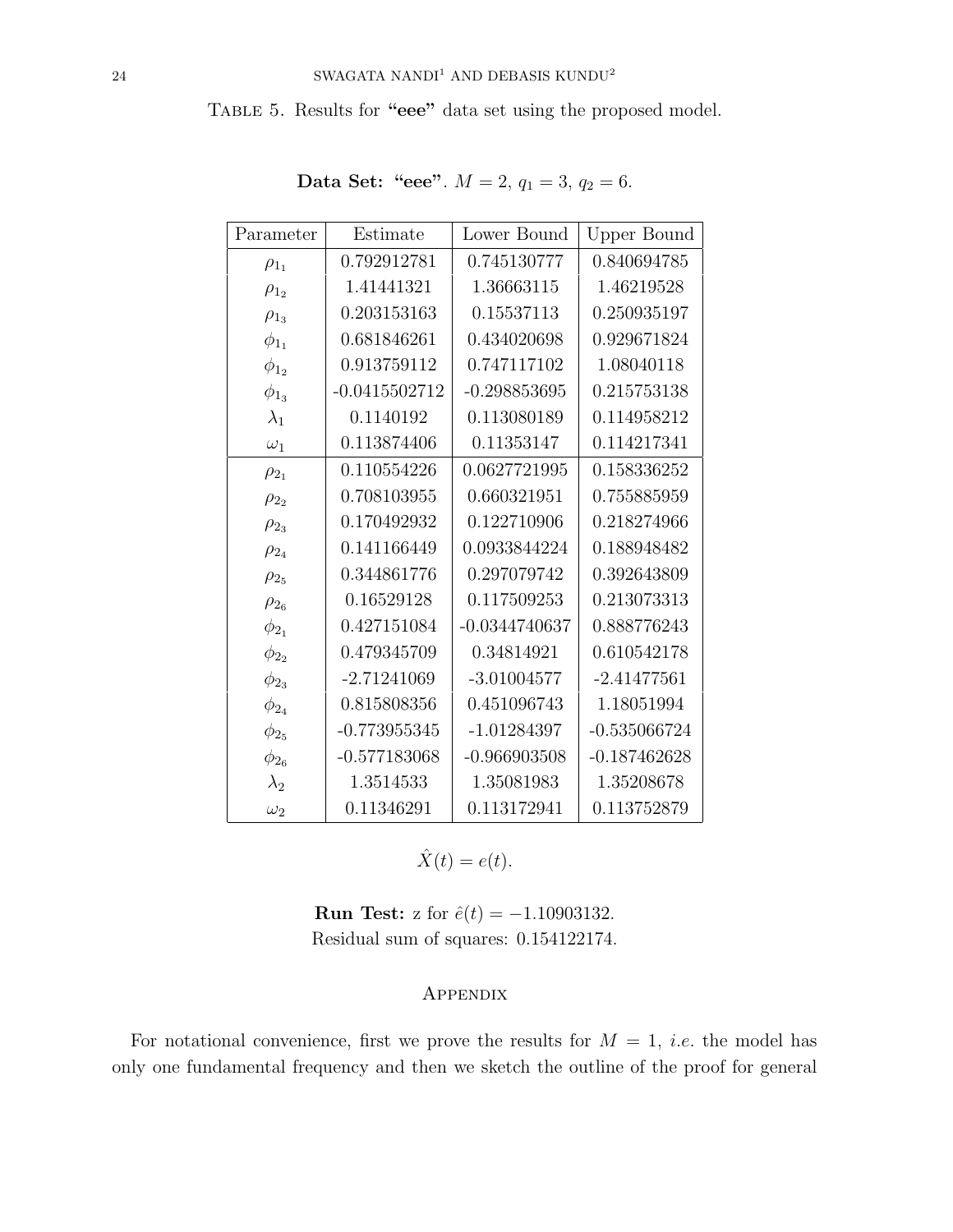TABLE 5. Results for **"eee"** data set using the proposed model.

**Data Set: "eee"**. $M = 2$, $q_1 = 3$, $q_2 = 6$.

| Parameter | Estimate | Lower Bound | Upper Bound |
|---|---|---|---|
| $\rho_{1_1}$ | 0.792912781 | 0.745130777 | 0.840694785 |
| $\rho_{1_2}$ | 1.41441321 | 1.36663115 | 1.46219528 |
| $\rho_{1_3}$ | 0.203153163 | 0.15537113 | 0.250935197 |
| $\phi_{1_1}$ | 0.681846261 | 0.434020698 | 0.929671824 |
| $\phi_{1_2}$ | 0.913759112 | 0.747117102 | 1.08040118 |
| $\phi_{1_3}$ | -0.0415502712 | -0.298853695 | 0.215753138 |
| $\lambda_1$ | 0.1140192 | 0.113080189 | 0.114958212 |
| $\omega_1$ | 0.113874406 | 0.11353147 | 0.114217341 |
| $\rho_{2_1}$ | 0.110554226 | 0.0627721995 | 0.158336252 |
| $\rho_{2_2}$ | 0.708103955 | 0.660321951 | 0.755885959 |
| $\rho_{2_3}$ | 0.170492932 | 0.122710906 | 0.218274966 |
| $\rho_{2_4}$ | 0.141166449 | 0.0933844224 | 0.188948482 |
| $\rho_{2_5}$ | 0.344861776 | 0.297079742 | 0.392643809 |
| $\rho_{2_6}$ | 0.16529128 | 0.117509253 | 0.213073313 |
| $\phi_{2_1}$ | 0.427151084 | -0.0344740637 | 0.888776243 |
| $\phi_{2_2}$ | 0.479345709 | 0.34814921 | 0.610542178 |
| $\phi_{2_3}$ | -2.71241069 | -3.01004577 | -2.41477561 |
| $\phi_{2_4}$ | 0.815808356 | 0.451096743 | 1.18051994 |
| $\phi_{2_5}$ | -0.773955345 | -1.01284397 | -0.535066724 |
| $\phi_{2_6}$ | -0.577183068 | -0.966903508 | -0.187462628 |
| $\lambda_2$ | 1.3514533 | 1.35081983 | 1.35208678 |
| $\omega_2$ | 0.11346291 | 0.113172941 | 0.113752879 |

$$\hat{X}(t) = e(t).$$

**Run Test:** z for $\hat{e}(t) = -1.10903132$.
Residual sum of squares: 0.154122174.

## APPENDIX

For notational convenience, first we prove the results for $M = 1$, *i.e.* the model has only one fundamental frequency and then we sketch the outline of the proof for general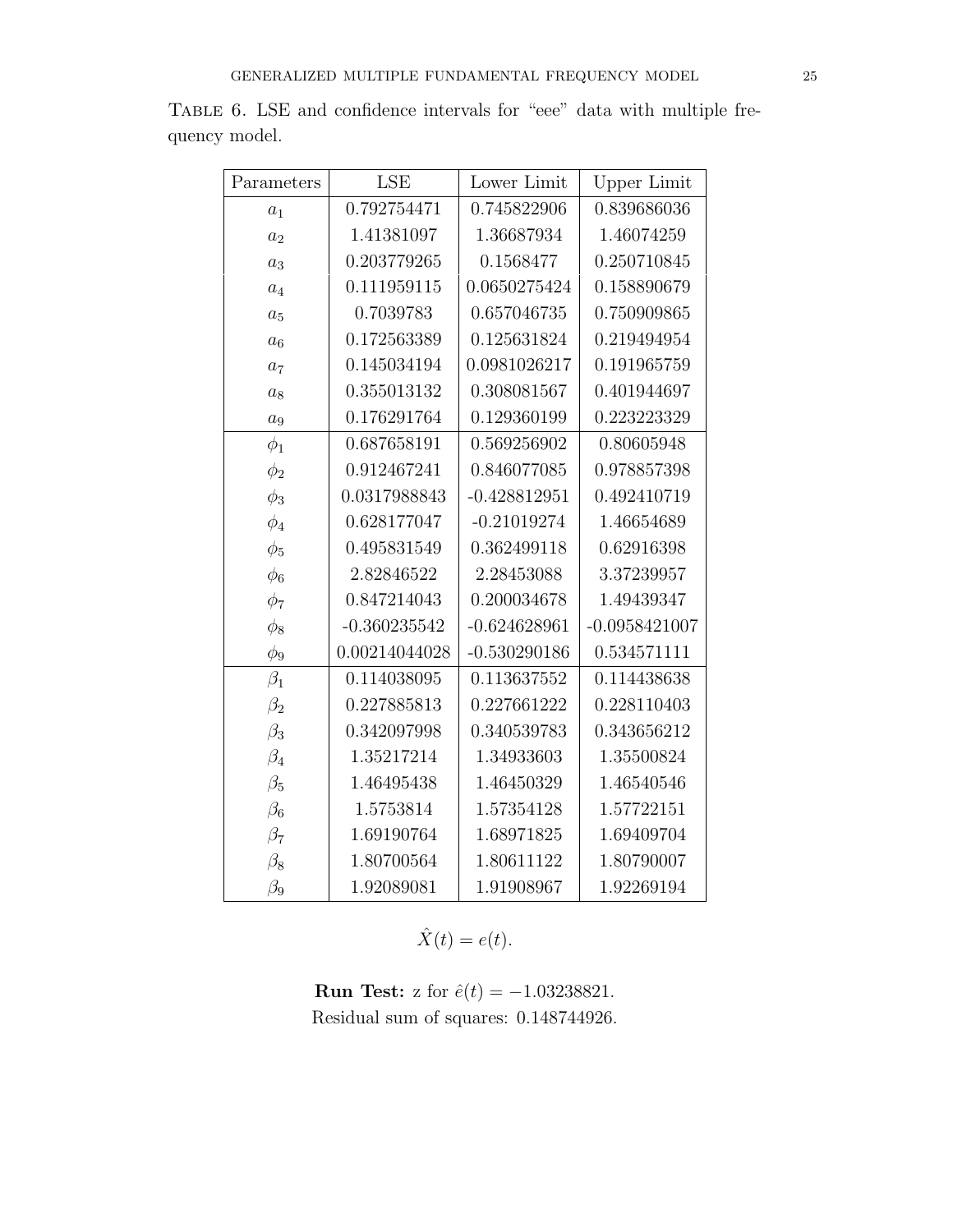Table 6. LSE and confidence intervals for "eee" data with multiple frequency model.

| Parameters | LSE | Lower Limit | Upper Limit |
|---|---|---|---|
| $a_1$ | 0.792754471 | 0.745822906 | 0.839686036 |
| $a_2$ | 1.41381097 | 1.36687934 | 1.46074259 |
| $a_3$ | 0.203779265 | 0.1568477 | 0.250710845 |
| $a_4$ | 0.111959115 | 0.0650275424 | 0.158890679 |
| $a_5$ | 0.7039783 | 0.657046735 | 0.750909865 |
| $a_6$ | 0.172563389 | 0.125631824 | 0.219494954 |
| $a_7$ | 0.145034194 | 0.0981026217 | 0.191965759 |
| $a_8$ | 0.355013132 | 0.308081567 | 0.401944697 |
| $a_9$ | 0.176291764 | 0.129360199 | 0.223223329 |
| $\phi_1$ | 0.687658191 | 0.569256902 | 0.80605948 |
| $\phi_2$ | 0.912467241 | 0.846077085 | 0.978857398 |
| $\phi_3$ | 0.0317988843 | -0.428812951 | 0.492410719 |
| $\phi_4$ | 0.628177047 | -0.21019274 | 1.46654689 |
| $\phi_5$ | 0.495831549 | 0.362499118 | 0.62916398 |
| $\phi_6$ | 2.82846522 | 2.28453088 | 3.37239957 |
| $\phi_7$ | 0.847214043 | 0.200034678 | 1.49439347 |
| $\phi_8$ | -0.360235542 | -0.624628961 | -0.0958421007 |
| $\phi_9$ | 0.00214044028 | -0.530290186 | 0.534571111 |
| $\beta_1$ | 0.114038095 | 0.113637552 | 0.114438638 |
| $\beta_2$ | 0.227885813 | 0.227661222 | 0.228110403 |
| $\beta_3$ | 0.342097998 | 0.340539783 | 0.343656212 |
| $\beta_4$ | 1.35217214 | 1.34933603 | 1.35500824 |
| $\beta_5$ | 1.46495438 | 1.46450329 | 1.46540546 |
| $\beta_6$ | 1.5753814 | 1.57354128 | 1.57722151 |
| $\beta_7$ | 1.69190764 | 1.68971825 | 1.69409704 |
| $\beta_8$ | 1.80700564 | 1.80611122 | 1.80790007 |
| $\beta_9$ | 1.92089081 | 1.91908967 | 1.92269194 |

$$\hat{X}(t) = e(t).$$

**Run Test:** z for $\hat{e}(t) = -1.03238821$.
Residual sum of squares: 0.148744926.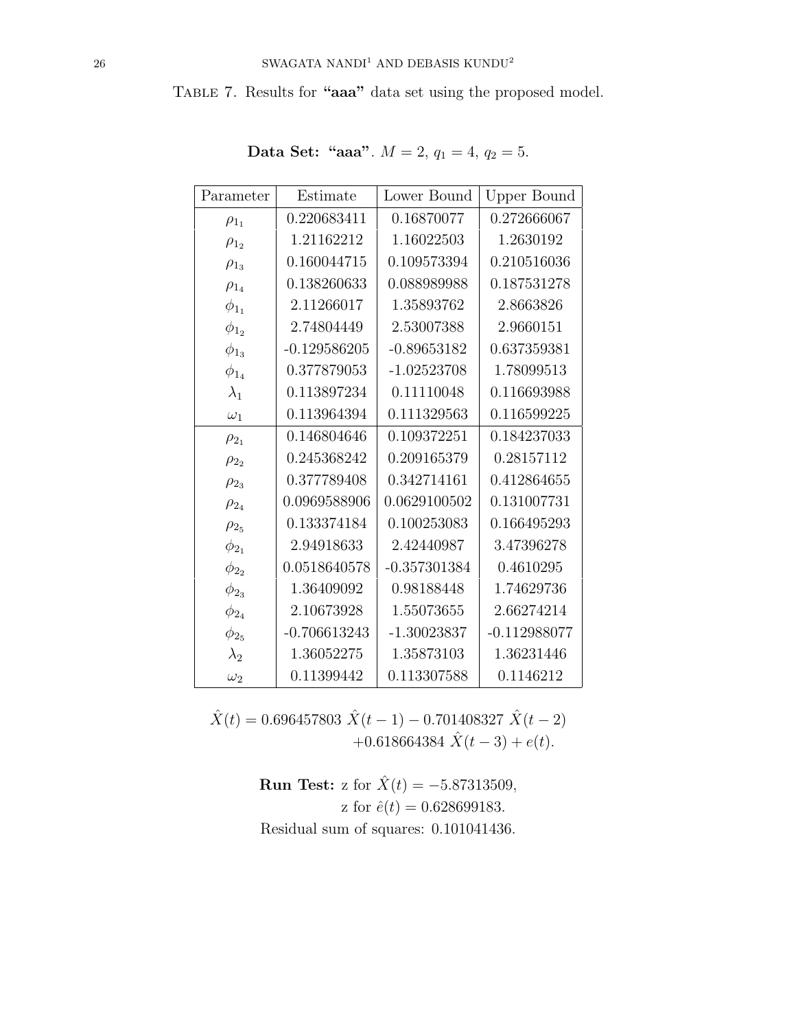Table 7. Results for **"aaa"** data set using the proposed model.

**Data Set: "aaa"**. $M = 2$, $q_1 = 4$, $q_2 = 5$.

| Parameter | Estimate | Lower Bound | Upper Bound |
|---|---|---|---|
| $\rho_{1_1}$ | 0.220683411 | 0.16870077 | 0.272666067 |
| $\rho_{1_2}$ | 1.21162212 | 1.16022503 | 1.2630192 |
| $\rho_{1_3}$ | 0.160044715 | 0.109573394 | 0.210516036 |
| $\rho_{1_4}$ | 0.138260633 | 0.088989988 | 0.187531278 |
| $\phi_{1_1}$ | 2.11266017 | 1.35893762 | 2.8663826 |
| $\phi_{1_2}$ | 2.74804449 | 2.53007388 | 2.9660151 |
| $\phi_{1_3}$ | -0.129586205 | -0.89653182 | 0.637359381 |
| $\phi_{1_4}$ | 0.377879053 | -1.02523708 | 1.78099513 |
| $\lambda_1$ | 0.113897234 | 0.11110048 | 0.116693988 |
| $\omega_1$ | 0.113964394 | 0.111329563 | 0.116599225 |
| $\rho_{2_1}$ | 0.146804646 | 0.109372251 | 0.184237033 |
| $\rho_{2_2}$ | 0.245368242 | 0.209165379 | 0.28157112 |
| $\rho_{2_3}$ | 0.377789408 | 0.342714161 | 0.412864655 |
| $\rho_{2_4}$ | 0.0969588906 | 0.0629100502 | 0.131007731 |
| $\rho_{2_5}$ | 0.133374184 | 0.100253083 | 0.166495293 |
| $\phi_{2_1}$ | 2.94918633 | 2.42440987 | 3.47396278 |
| $\phi_{2_2}$ | 0.0518640578 | -0.357301384 | 0.4610295 |
| $\phi_{2_3}$ | 1.36409092 | 0.98188448 | 1.74629736 |
| $\phi_{2_4}$ | 2.10673928 | 1.55073655 | 2.66274214 |
| $\phi_{2_5}$ | -0.706613243 | -1.30023837 | -0.112988077 |
| $\lambda_2$ | 1.36052275 | 1.35873103 | 1.36231446 |
| $\omega_2$ | 0.11399442 | 0.113307588 | 0.1146212 |

$$\hat{X}(t) = 0.696457803\ \hat{X}(t-1) - 0.701408327\ \hat{X}(t-2) + 0.618664384\ \hat{X}(t-3) + e(t).$$

**Run Test:** z for $\hat{X}(t) = -5.87313509$,
z for $\hat{e}(t) = 0.628699183$.
Residual sum of squares: 0.101041436.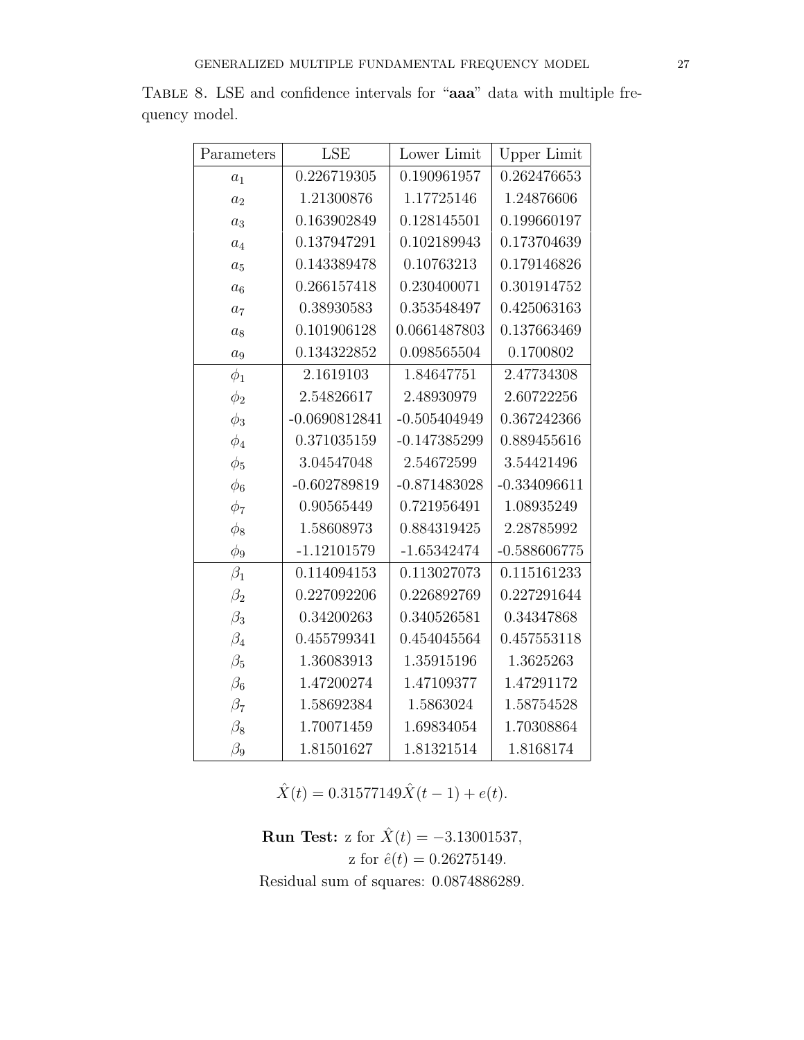TABLE 8. LSE and confidence intervals for "**aaa**" data with multiple frequency model.

| Parameters | LSE | Lower Limit | Upper Limit |
|---|---|---|---|
| $a_1$ | 0.226719305 | 0.190961957 | 0.262476653 |
| $a_2$ | 1.21300876 | 1.17725146 | 1.24876606 |
| $a_3$ | 0.163902849 | 0.128145501 | 0.199660197 |
| $a_4$ | 0.137947291 | 0.102189943 | 0.173704639 |
| $a_5$ | 0.143389478 | 0.10763213 | 0.179146826 |
| $a_6$ | 0.266157418 | 0.230400071 | 0.301914752 |
| $a_7$ | 0.38930583 | 0.353548497 | 0.425063163 |
| $a_8$ | 0.101906128 | 0.0661487803 | 0.137663469 |
| $a_9$ | 0.134322852 | 0.098565504 | 0.1700802 |
| $\phi_1$ | 2.1619103 | 1.84647751 | 2.47734308 |
| $\phi_2$ | 2.54826617 | 2.48930979 | 2.60722256 |
| $\phi_3$ | -0.0690812841 | -0.505404949 | 0.367242366 |
| $\phi_4$ | 0.371035159 | -0.147385299 | 0.889455616 |
| $\phi_5$ | 3.04547048 | 2.54672599 | 3.54421496 |
| $\phi_6$ | -0.602789819 | -0.871483028 | -0.334096611 |
| $\phi_7$ | 0.90565449 | 0.721956491 | 1.08935249 |
| $\phi_8$ | 1.58608973 | 0.884319425 | 2.28785992 |
| $\phi_9$ | -1.12101579 | -1.65342474 | -0.588606775 |
| $\beta_1$ | 0.114094153 | 0.113027073 | 0.115161233 |
| $\beta_2$ | 0.227092206 | 0.226892769 | 0.227291644 |
| $\beta_3$ | 0.34200263 | 0.340526581 | 0.34347868 |
| $\beta_4$ | 0.455799341 | 0.454045564 | 0.457553118 |
| $\beta_5$ | 1.36083913 | 1.35915196 | 1.3625263 |
| $\beta_6$ | 1.47200274 | 1.47109377 | 1.47291172 |
| $\beta_7$ | 1.58692384 | 1.5863024 | 1.58754528 |
| $\beta_8$ | 1.70071459 | 1.69834054 | 1.70308864 |
| $\beta_9$ | 1.81501627 | 1.81321514 | 1.8168174 |

$$\hat{X}(t) = 0.31577149\hat{X}(t-1) + e(t).$$

**Run Test:** z for $\hat{X}(t) = -3.13001537$,
z for $\hat{e}(t) = 0.26275149$.
Residual sum of squares: 0.0874886289.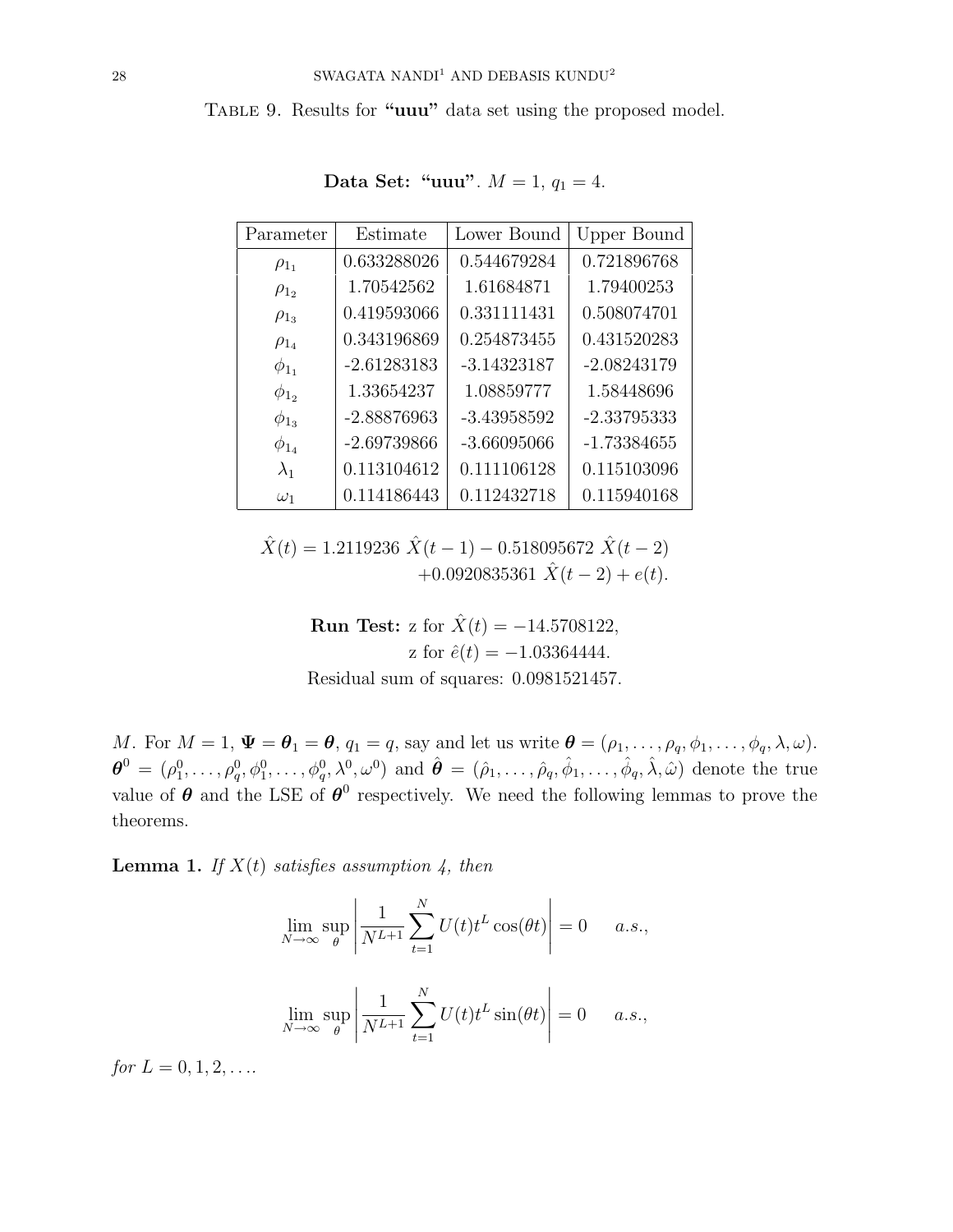TABLE 9. Results for **"uuu"** data set using the proposed model.

**Data Set: "uuu"**. $M = 1$, $q_1 = 4$.

| Parameter | Estimate | Lower Bound | Upper Bound |
|---|---|---|---|
| $\rho_{1_1}$ | 0.633288026 | 0.544679284 | 0.721896768 |
| $\rho_{1_2}$ | 1.70542562 | 1.61684871 | 1.79400253 |
| $\rho_{1_3}$ | 0.419593066 | 0.331111431 | 0.508074701 |
| $\rho_{1_4}$ | 0.343196869 | 0.254873455 | 0.431520283 |
| $\phi_{1_1}$ | -2.61283183 | -3.14323187 | -2.08243179 |
| $\phi_{1_2}$ | 1.33654237 | 1.08859777 | 1.58448696 |
| $\phi_{1_3}$ | -2.88876963 | -3.43958592 | -2.33795333 |
| $\phi_{1_4}$ | -2.69739866 | -3.66095066 | -1.73384655 |
| $\lambda_1$ | 0.113104612 | 0.111106128 | 0.115103096 |
| $\omega_1$ | 0.114186443 | 0.112432718 | 0.115940168 |

$$\hat{X}(t) = 1.2119236\ \hat{X}(t-1) - 0.518095672\ \hat{X}(t-2) \\ +0.0920835361\ \hat{X}(t-2) + e(t).$$

**Run Test:** z for $\hat{X}(t) = -14.5708122$,
z for $\hat{e}(t) = -1.03364444$.
Residual sum of squares: 0.0981521457.

$M$. For $M = 1$, $\boldsymbol{\Psi} = \boldsymbol{\theta}_1 = \boldsymbol{\theta}$, $q_1 = q$, say and let us write $\boldsymbol{\theta} = (\rho_1, \ldots, \rho_q, \phi_1, \ldots, \phi_q, \lambda, \omega)$. $\boldsymbol{\theta}^0 = (\rho_1^0, \ldots, \rho_q^0, \phi_1^0, \ldots, \phi_q^0, \lambda^0, \omega^0)$ and $\hat{\boldsymbol{\theta}} = (\hat{\rho}_1, \ldots, \hat{\rho}_q, \hat{\phi}_1, \ldots, \hat{\phi}_q, \hat{\lambda}, \hat{\omega})$ denote the true value of $\boldsymbol{\theta}$ and the LSE of $\boldsymbol{\theta}^0$ respectively. We need the following lemmas to prove the theorems.

**Lemma 1.** *If $X(t)$ satisfies assumption 4, then*

$$\lim_{N\to\infty} \sup_{\theta} \left| \frac{1}{N^{L+1}} \sum_{t=1}^{N} U(t) t^L \cos(\theta t) \right| = 0 \qquad a.s.,$$

$$\lim_{N\to\infty} \sup_{\theta} \left| \frac{1}{N^{L+1}} \sum_{t=1}^{N} U(t) t^L \sin(\theta t) \right| = 0 \qquad a.s.,$$

*for $L = 0, 1, 2, \ldots$.*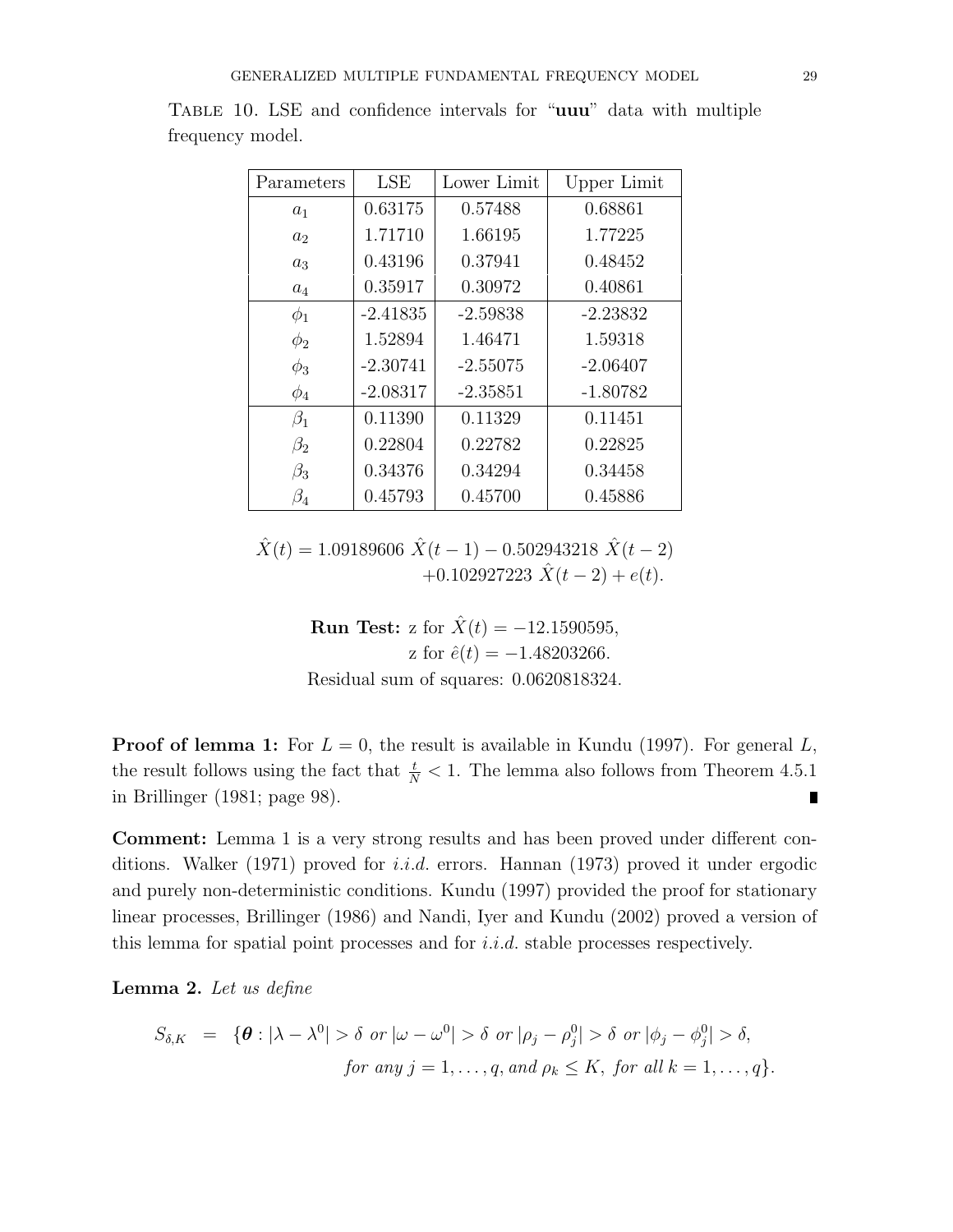Table 10. LSE and confidence intervals for "**uuu**" data with multiple frequency model.

| Parameters | LSE | Lower Limit | Upper Limit |
|---|---|---|---|
| $a_1$ | 0.63175 | 0.57488 | 0.68861 |
| $a_2$ | 1.71710 | 1.66195 | 1.77225 |
| $a_3$ | 0.43196 | 0.37941 | 0.48452 |
| $a_4$ | 0.35917 | 0.30972 | 0.40861 |
| $\phi_1$ | -2.41835 | -2.59838 | -2.23832 |
| $\phi_2$ | 1.52894 | 1.46471 | 1.59318 |
| $\phi_3$ | -2.30741 | -2.55075 | -2.06407 |
| $\phi_4$ | -2.08317 | -2.35851 | -1.80782 |
| $\beta_1$ | 0.11390 | 0.11329 | 0.11451 |
| $\beta_2$ | 0.22804 | 0.22782 | 0.22825 |
| $\beta_3$ | 0.34376 | 0.34294 | 0.34458 |
| $\beta_4$ | 0.45793 | 0.45700 | 0.45886 |

$$\hat{X}(t) = 1.09189606\ \hat{X}(t-1) - 0.502943218\ \hat{X}(t-2) \\ +0.102927223\ \hat{X}(t-2) + e(t).$$

**Run Test:** z for $\hat{X}(t) = -12.1590595$,
z for $\hat{e}(t) = -1.48203266$.
Residual sum of squares: 0.0620818324.

**Proof of lemma 1:** For $L = 0$, the result is available in Kundu (1997). For general $L$, the result follows using the fact that $\frac{t}{N} < 1$. The lemma also follows from Theorem 4.5.1 in Brillinger (1981; page 98). ∎

**Comment:** Lemma 1 is a very strong results and has been proved under different conditions. Walker (1971) proved for *i.i.d.* errors. Hannan (1973) proved it under ergodic and purely non-deterministic conditions. Kundu (1997) provided the proof for stationary linear processes, Brillinger (1986) and Nandi, Iyer and Kundu (2002) proved a version of this lemma for spatial point processes and for *i.i.d.* stable processes respectively.

**Lemma 2.** *Let us define*

$$S_{\delta,K} = \{\boldsymbol{\theta} : |\lambda - \lambda^0| > \delta \text{ or } |\omega - \omega^0| > \delta \text{ or } |\rho_j - \rho_j^0| > \delta \text{ or } |\phi_j - \phi_j^0| > \delta, \\ \text{for any } j = 1, \ldots, q, \text{ and } \rho_k \leq K, \text{ for all } k = 1, \ldots, q\}.$$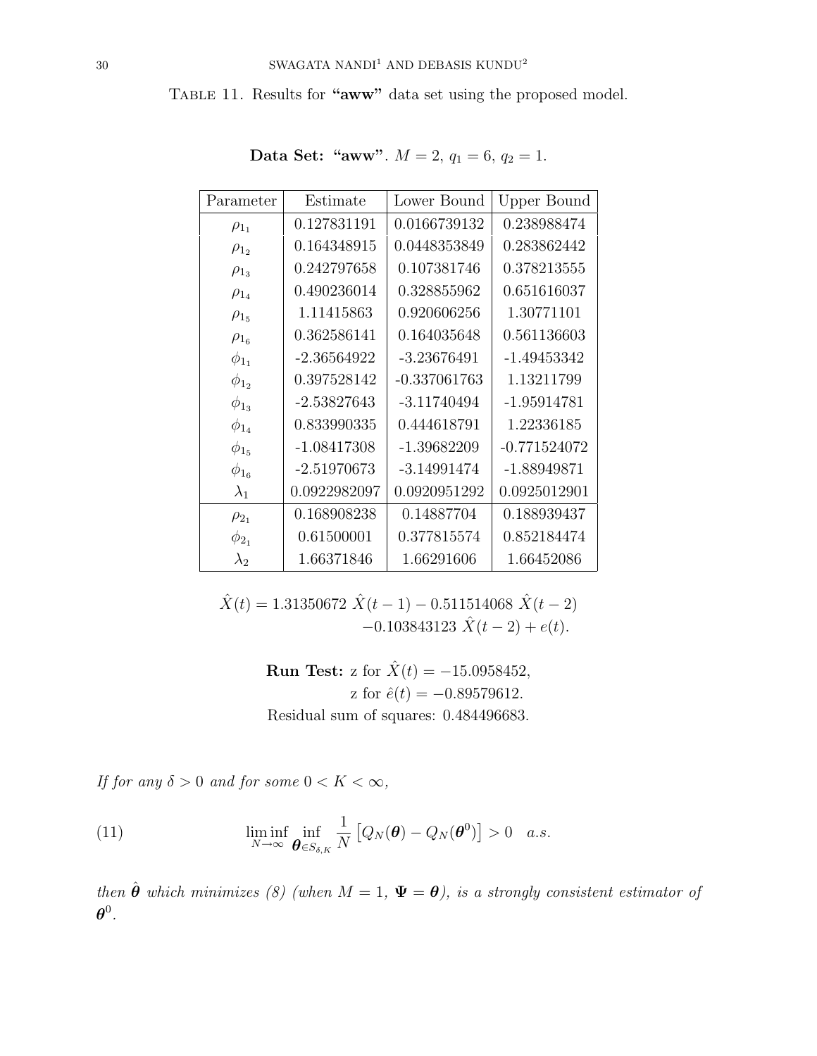Table 11. Results for **"aww"** data set using the proposed model.

**Data Set: "aww"**. $M = 2$, $q_1 = 6$, $q_2 = 1$.

| Parameter | Estimate | Lower Bound | Upper Bound |
|---|---|---|---|
| $\rho_{1_1}$ | 0.127831191 | 0.0166739132 | 0.238988474 |
| $\rho_{1_2}$ | 0.164348915 | 0.0448353849 | 0.283862442 |
| $\rho_{1_3}$ | 0.242797658 | 0.107381746 | 0.378213555 |
| $\rho_{1_4}$ | 0.490236014 | 0.328855962 | 0.651616037 |
| $\rho_{1_5}$ | 1.11415863 | 0.920606256 | 1.30771101 |
| $\rho_{1_6}$ | 0.362586141 | 0.164035648 | 0.561136603 |
| $\phi_{1_1}$ | -2.36564922 | -3.23676491 | -1.49453342 |
| $\phi_{1_2}$ | 0.397528142 | -0.337061763 | 1.13211799 |
| $\phi_{1_3}$ | -2.53827643 | -3.11740494 | -1.95914781 |
| $\phi_{1_4}$ | 0.833990335 | 0.444618791 | 1.22336185 |
| $\phi_{1_5}$ | -1.08417308 | -1.39682209 | -0.771524072 |
| $\phi_{1_6}$ | -2.51970673 | -3.14991474 | -1.88949871 |
| $\lambda_1$ | 0.0922982097 | 0.0920951292 | 0.0925012901 |
| $\rho_{2_1}$ | 0.168908238 | 0.14887704 | 0.188939437 |
| $\phi_{2_1}$ | 0.61500001 | 0.377815574 | 0.852184474 |
| $\lambda_2$ | 1.66371846 | 1.66291606 | 1.66452086 |

$$\hat{X}(t) = 1.31350672\ \hat{X}(t-1) - 0.511514068\ \hat{X}(t-2) \\ -0.103843123\ \hat{X}(t-2) + e(t).$$

**Run Test:** z for $\hat{X}(t) = -15.0958452$,
z for $\hat{e}(t) = -0.89579612$.
Residual sum of squares: 0.484496683.

*If for any $\delta > 0$ and for some $0 < K < \infty$,*

$$\liminf_{N\to\infty} \inf_{\boldsymbol{\theta}\in S_{\delta,K}} \frac{1}{N}\left[Q_N(\boldsymbol{\theta}) - Q_N(\boldsymbol{\theta}^0)\right] > 0 \quad a.s. \tag{11}$$

*then $\hat{\boldsymbol{\theta}}$ which minimizes (8) (when $M = 1$, $\boldsymbol{\Psi} = \boldsymbol{\theta}$), is a strongly consistent estimator of $\boldsymbol{\theta}^0$.*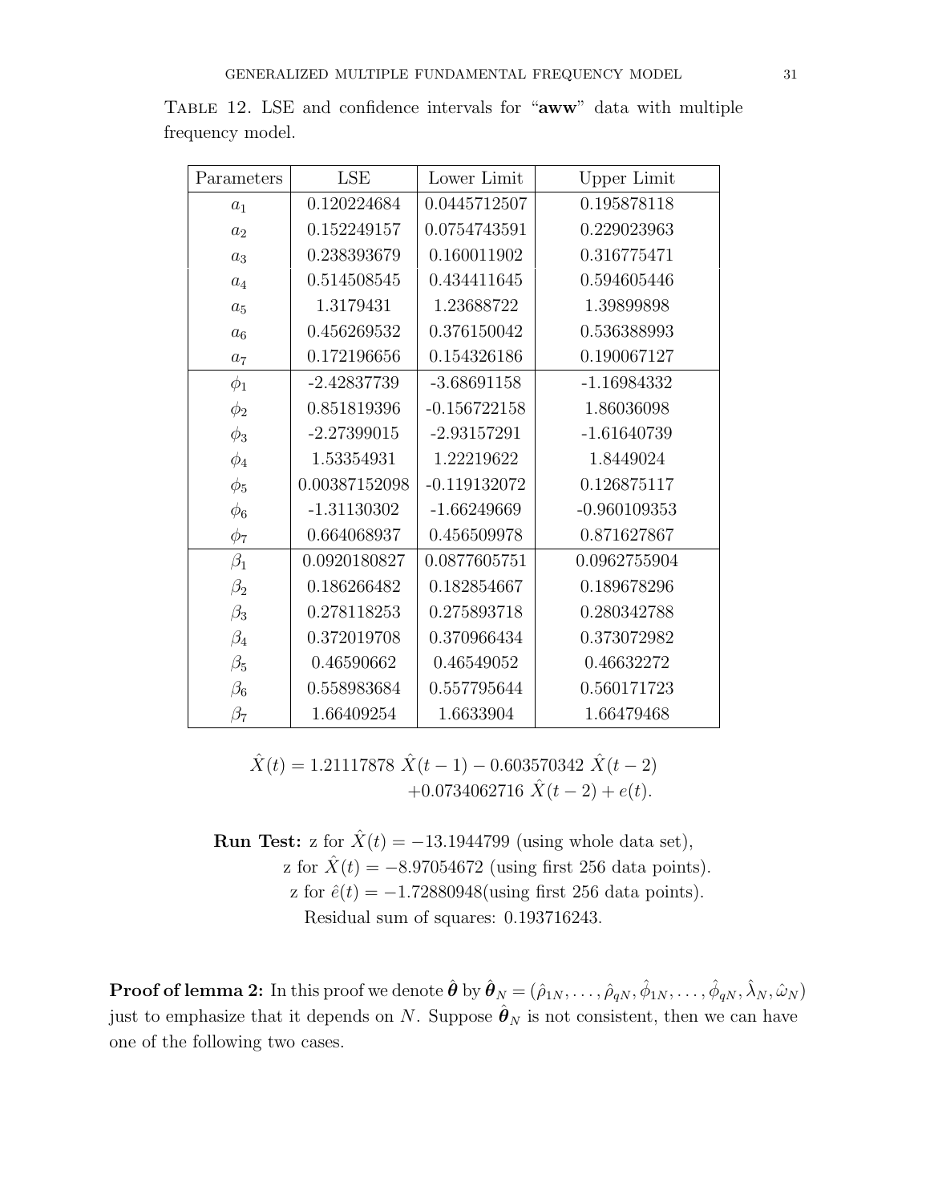Table 12. LSE and confidence intervals for "**aww**" data with multiple frequency model.

| Parameters | LSE | Lower Limit | Upper Limit |
|---|---|---|---|
| $a_1$ | 0.120224684 | 0.0445712507 | 0.195878118 |
| $a_2$ | 0.152249157 | 0.0754743591 | 0.229023963 |
| $a_3$ | 0.238393679 | 0.160011902 | 0.316775471 |
| $a_4$ | 0.514508545 | 0.434411645 | 0.594605446 |
| $a_5$ | 1.3179431 | 1.23688722 | 1.39899898 |
| $a_6$ | 0.456269532 | 0.376150042 | 0.536388993 |
| $a_7$ | 0.172196656 | 0.154326186 | 0.190067127 |
| $\phi_1$ | -2.42837739 | -3.68691158 | -1.16984332 |
| $\phi_2$ | 0.851819396 | -0.156722158 | 1.86036098 |
| $\phi_3$ | -2.27399015 | -2.93157291 | -1.61640739 |
| $\phi_4$ | 1.53354931 | 1.22219622 | 1.8449024 |
| $\phi_5$ | 0.00387152098 | -0.119132072 | 0.126875117 |
| $\phi_6$ | -1.31130302 | -1.66249669 | -0.960109353 |
| $\phi_7$ | 0.664068937 | 0.456509978 | 0.871627867 |
| $\beta_1$ | 0.0920180827 | 0.0877605751 | 0.0962755904 |
| $\beta_2$ | 0.186266482 | 0.182854667 | 0.189678296 |
| $\beta_3$ | 0.278118253 | 0.275893718 | 0.280342788 |
| $\beta_4$ | 0.372019708 | 0.370966434 | 0.373072982 |
| $\beta_5$ | 0.46590662 | 0.46549052 | 0.46632272 |
| $\beta_6$ | 0.558983684 | 0.557795644 | 0.560171723 |
| $\beta_7$ | 1.66409254 | 1.6633904 | 1.66479468 |

$$\hat{X}(t) = 1.21117878\ \hat{X}(t-1) - 0.603570342\ \hat{X}(t-2) \\ +0.0734062716\ \hat{X}(t-2) + e(t).$$

**Run Test:** z for $\hat{X}(t) = -13.1944799$ (using whole data set),
z for $\hat{X}(t) = -8.97054672$ (using first 256 data points).
z for $\hat{e}(t) = -1.72880948$(using first 256 data points).
Residual sum of squares: 0.193716243.

**Proof of lemma 2:** In this proof we denote $\hat{\boldsymbol{\theta}}$ by $\hat{\boldsymbol{\theta}}_N = (\hat{\rho}_{1N}, \ldots, \hat{\rho}_{qN}, \hat{\phi}_{1N}, \ldots, \hat{\phi}_{qN}, \hat{\lambda}_N, \hat{\omega}_N)$ just to emphasize that it depends on $N$. Suppose $\hat{\boldsymbol{\theta}}_N$ is not consistent, then we can have one of the following two cases.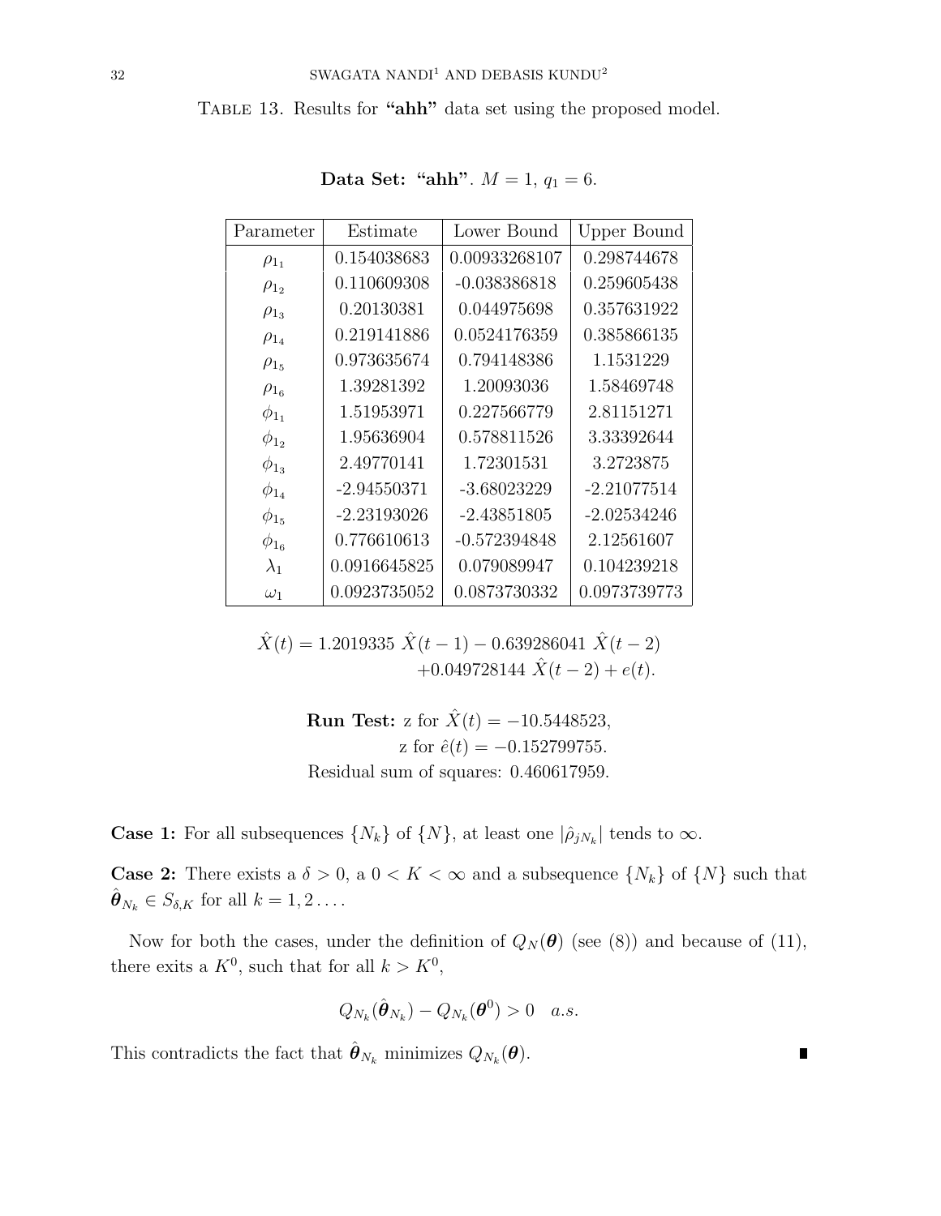Table 13. Results for **"ahh"** data set using the proposed model.

**Data Set: "ahh"**. $M = 1$, $q_1 = 6$.

| Parameter | Estimate | Lower Bound | Upper Bound |
|---|---|---|---|
| $\rho_{1_1}$ | 0.154038683 | 0.00933268107 | 0.298744678 |
| $\rho_{1_2}$ | 0.110609308 | -0.038386818 | 0.259605438 |
| $\rho_{1_3}$ | 0.20130381 | 0.044975698 | 0.357631922 |
| $\rho_{1_4}$ | 0.219141886 | 0.0524176359 | 0.385866135 |
| $\rho_{1_5}$ | 0.973635674 | 0.794148386 | 1.1531229 |
| $\rho_{1_6}$ | 1.39281392 | 1.20093036 | 1.58469748 |
| $\phi_{1_1}$ | 1.51953971 | 0.227566779 | 2.81151271 |
| $\phi_{1_2}$ | 1.95636904 | 0.578811526 | 3.33392644 |
| $\phi_{1_3}$ | 2.49770141 | 1.72301531 | 3.2723875 |
| $\phi_{1_4}$ | -2.94550371 | -3.68023229 | -2.21077514 |
| $\phi_{1_5}$ | -2.23193026 | -2.43851805 | -2.02534246 |
| $\phi_{1_6}$ | 0.776610613 | -0.572394848 | 2.12561607 |
| $\lambda_1$ | 0.0916645825 | 0.079089947 | 0.104239218 |
| $\omega_1$ | 0.0923735052 | 0.0873730332 | 0.0973739773 |

$$\hat{X}(t) = 1.2019335\ \hat{X}(t-1) - 0.639286041\ \hat{X}(t-2) \\ +0.049728144\ \hat{X}(t-2) + e(t).$$

**Run Test:** z for $\hat{X}(t) = -10.5448523$,
z for $\hat{e}(t) = -0.152799755$.
Residual sum of squares: 0.460617959.

**Case 1:** For all subsequences $\{N_k\}$ of $\{N\}$, at least one $|\hat{\rho}_{jN_k}|$ tends to $\infty$.

**Case 2:** There exists a $\delta > 0$, a $0 < K < \infty$ and a subsequence $\{N_k\}$ of $\{N\}$ such that $\hat{\boldsymbol{\theta}}_{N_k} \in S_{\delta,K}$ for all $k = 1, 2 \ldots$.

Now for both the cases, under the definition of $Q_N(\boldsymbol{\theta})$ (see (8)) and because of (11), there exits a $K^0$, such that for all $k > K^0$,

$$Q_{N_k}(\hat{\boldsymbol{\theta}}_{N_k}) - Q_{N_k}(\boldsymbol{\theta}^0) > 0 \quad a.s.$$

This contradicts the fact that $\hat{\boldsymbol{\theta}}_{N_k}$ minimizes $Q_{N_k}(\boldsymbol{\theta})$. ∎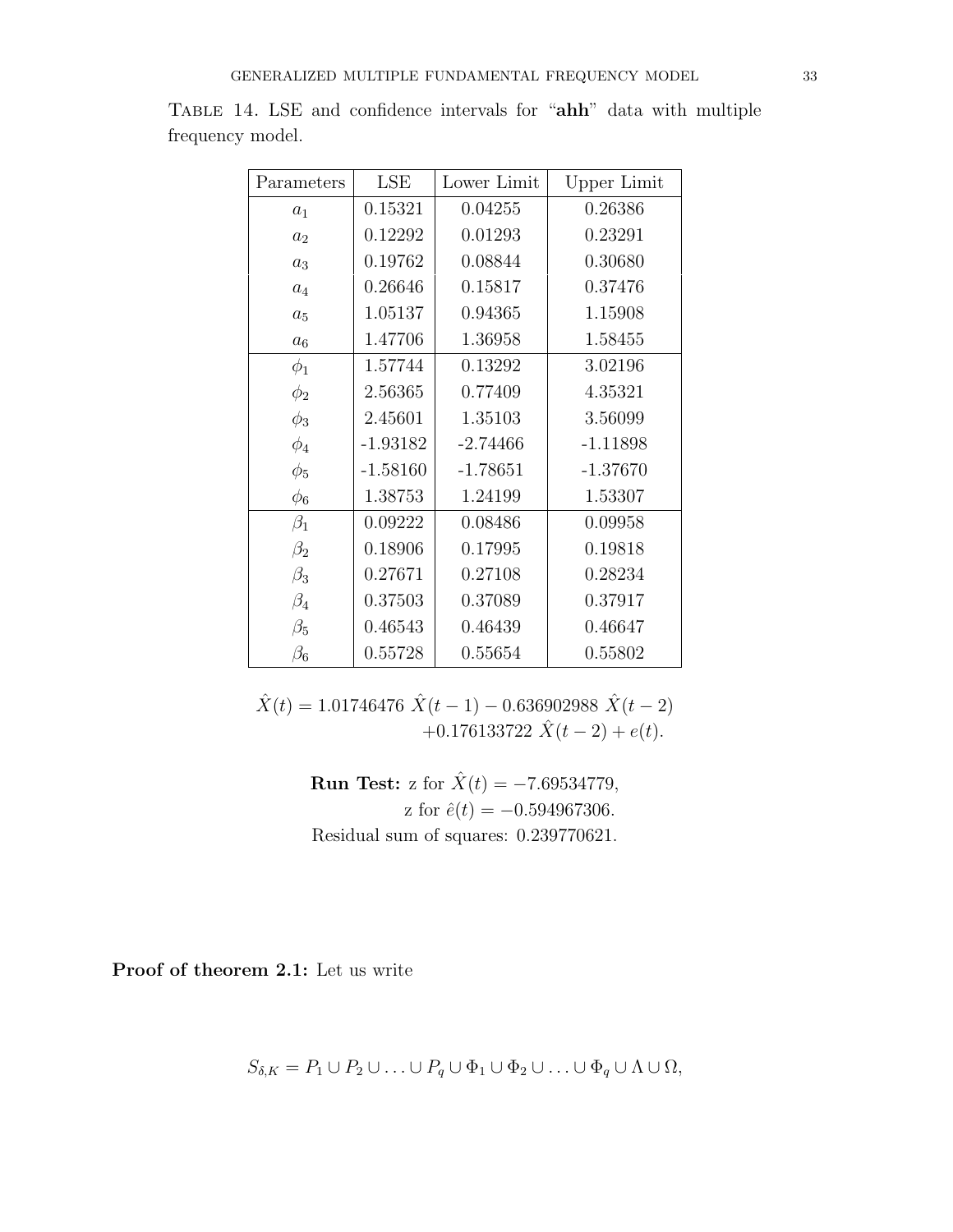Table 14. LSE and confidence intervals for "**ahh**" data with multiple frequency model.

| Parameters | LSE | Lower Limit | Upper Limit |
|---|---|---|---|
| $a_1$ | 0.15321 | 0.04255 | 0.26386 |
| $a_2$ | 0.12292 | 0.01293 | 0.23291 |
| $a_3$ | 0.19762 | 0.08844 | 0.30680 |
| $a_4$ | 0.26646 | 0.15817 | 0.37476 |
| $a_5$ | 1.05137 | 0.94365 | 1.15908 |
| $a_6$ | 1.47706 | 1.36958 | 1.58455 |
| $\phi_1$ | 1.57744 | 0.13292 | 3.02196 |
| $\phi_2$ | 2.56365 | 0.77409 | 4.35321 |
| $\phi_3$ | 2.45601 | 1.35103 | 3.56099 |
| $\phi_4$ | -1.93182 | -2.74466 | -1.11898 |
| $\phi_5$ | -1.58160 | -1.78651 | -1.37670 |
| $\phi_6$ | 1.38753 | 1.24199 | 1.53307 |
| $\beta_1$ | 0.09222 | 0.08486 | 0.09958 |
| $\beta_2$ | 0.18906 | 0.17995 | 0.19818 |
| $\beta_3$ | 0.27671 | 0.27108 | 0.28234 |
| $\beta_4$ | 0.37503 | 0.37089 | 0.37917 |
| $\beta_5$ | 0.46543 | 0.46439 | 0.46647 |
| $\beta_6$ | 0.55728 | 0.55654 | 0.55802 |

$$\hat{X}(t) = 1.01746476\ \hat{X}(t-1) - 0.636902988\ \hat{X}(t-2) \\ +0.176133722\ \hat{X}(t-2) + e(t).$$

**Run Test:** z for $\hat{X}(t) = -7.69534779$,
z for $\hat{e}(t) = -0.594967306$.
Residual sum of squares: 0.239770621.

**Proof of theorem 2.1:** Let us write

$$S_{\delta,K} = P_1 \cup P_2 \cup \ldots \cup P_q \cup \Phi_1 \cup \Phi_2 \cup \ldots \cup \Phi_q \cup \Lambda \cup \Omega,$$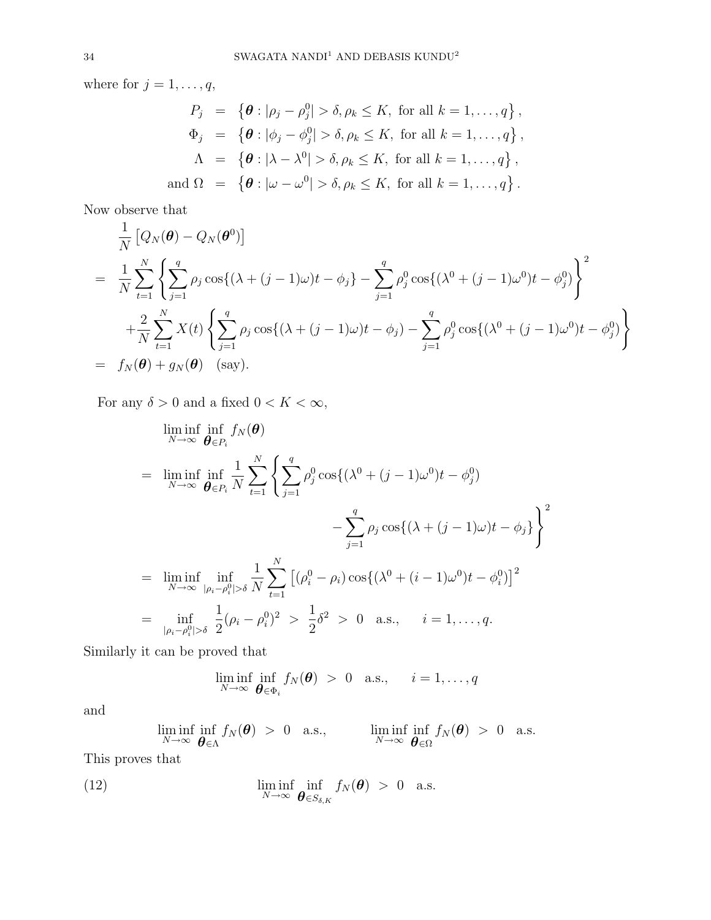where for $j = 1, \ldots, q$,

$$
\begin{aligned}
P_j &= \left\{\boldsymbol{\theta} : |\rho_j - \rho_j^0| > \delta, \rho_k \le K, \text{ for all } k = 1, \ldots, q\right\}, \\
\Phi_j &= \left\{\boldsymbol{\theta} : |\phi_j - \phi_j^0| > \delta, \rho_k \le K, \text{ for all } k = 1, \ldots, q\right\}, \\
\Lambda &= \left\{\boldsymbol{\theta} : |\lambda - \lambda^0| > \delta, \rho_k \le K, \text{ for all } k = 1, \ldots, q\right\}, \\
\text{and } \Omega &= \left\{\boldsymbol{\theta} : |\omega - \omega^0| > \delta, \rho_k \le K, \text{ for all } k = 1, \ldots, q\right\}.
\end{aligned}
$$

Now observe that

$$
\begin{aligned}
& \frac{1}{N}\left[Q_N(\boldsymbol{\theta}) - Q_N(\boldsymbol{\theta}^0)\right] \\
=\; & \frac{1}{N}\sum_{t=1}^{N}\left\{\sum_{j=1}^{q}\rho_j\cos\{(\lambda + (j-1)\omega)t - \phi_j\} - \sum_{j=1}^{q}\rho_j^0\cos\{(\lambda^0 + (j-1)\omega^0)t - \phi_j^0)\right\}^2 \\
& + \frac{2}{N}\sum_{t=1}^{N}X(t)\left\{\sum_{j=1}^{q}\rho_j\cos\{(\lambda + (j-1)\omega)t - \phi_j) - \sum_{j=1}^{q}\rho_j^0\cos\{(\lambda^0 + (j-1)\omega^0)t - \phi_j^0)\right\} \\
=\; & f_N(\boldsymbol{\theta}) + g_N(\boldsymbol{\theta}) \quad \text{(say)}.
\end{aligned}
$$

For any $\delta > 0$ and a fixed $0 < K < \infty$,

$$
\begin{aligned}
& \liminf_{N\to\infty}\inf_{\boldsymbol{\theta}\in P_i} f_N(\boldsymbol{\theta}) \\
=\; & \liminf_{N\to\infty}\inf_{\boldsymbol{\theta}\in P_i}\frac{1}{N}\sum_{t=1}^{N}\left\{\sum_{j=1}^{q}\rho_j^0\cos\{(\lambda^0 + (j-1)\omega^0)t - \phi_j^0)\right. \\
& \qquad\qquad\qquad\qquad\qquad \left. - \sum_{j=1}^{q}\rho_j\cos\{(\lambda + (j-1)\omega)t - \phi_j\}\right\}^2 \\
=\; & \liminf_{N\to\infty}\inf_{|\rho_i - \rho_i^0| > \delta}\frac{1}{N}\sum_{t=1}^{N}\left[(\rho_i^0 - \rho_i)\cos\{(\lambda^0 + (i-1)\omega^0)t - \phi_i^0)\right]^2 \\
=\; & \inf_{|\rho_i - \rho_i^0| > \delta}\ \frac{1}{2}(\rho_i - \rho_i^0)^2 \;>\; \frac{1}{2}\delta^2 \;>\; 0 \quad \text{a.s.,} \qquad i = 1, \ldots, q.
\end{aligned}
$$

Similarly it can be proved that

$$
\liminf_{N\to\infty}\inf_{\boldsymbol{\theta}\in\Phi_i} f_N(\boldsymbol{\theta}) \;>\; 0 \quad \text{a.s.,} \qquad i = 1, \ldots, q
$$

and

$$
\liminf_{N\to\infty}\inf_{\boldsymbol{\theta}\in\Lambda} f_N(\boldsymbol{\theta}) \;>\; 0 \quad \text{a.s.,} \qquad \liminf_{N\to\infty}\inf_{\boldsymbol{\theta}\in\Omega} f_N(\boldsymbol{\theta}) \;>\; 0 \quad \text{a.s.}
$$

This proves that

$$
\liminf_{N\to\infty}\inf_{\boldsymbol{\theta}\in S_{\delta,K}} f_N(\boldsymbol{\theta}) \;>\; 0 \quad \text{a.s.} \tag{12}
$$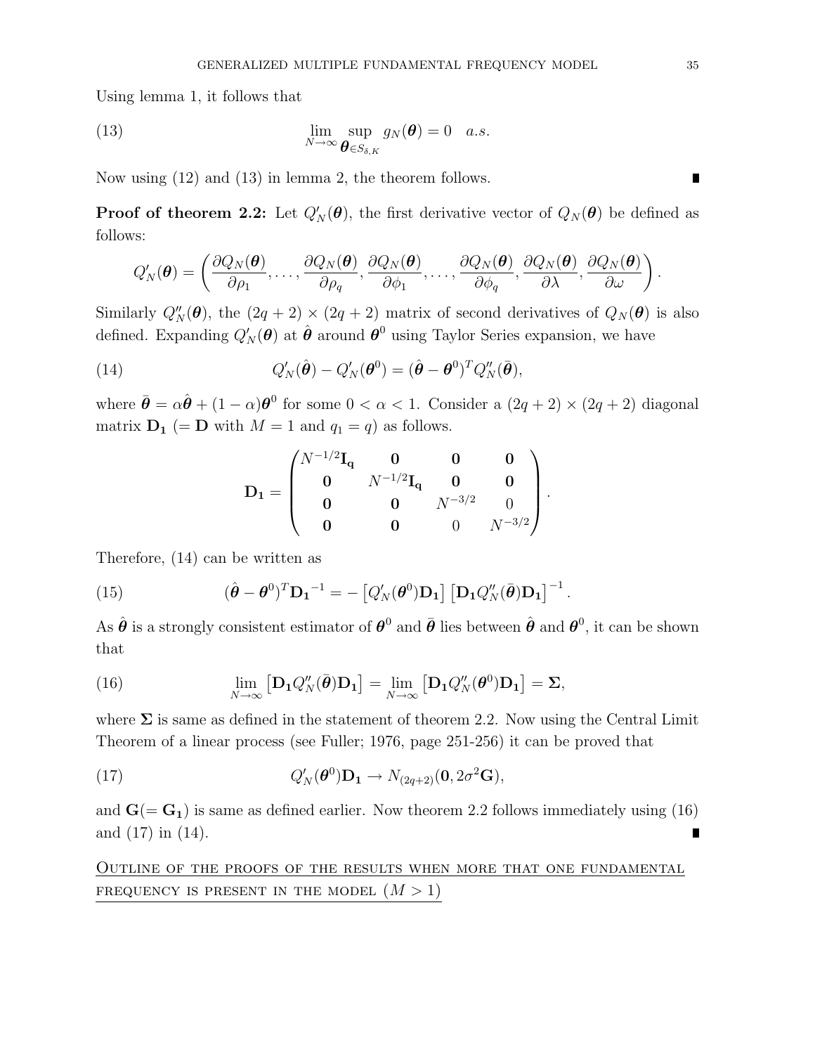Using lemma 1, it follows that

$$\lim_{N\to\infty} \sup_{\boldsymbol{\theta}\in S_{\delta,K}} g_N(\boldsymbol{\theta}) = 0 \quad a.s. \tag{13}$$

Now using (12) and (13) in lemma 2, the theorem follows. ∎

**Proof of theorem 2.2:** Let $Q'_N(\boldsymbol{\theta})$, the first derivative vector of $Q_N(\boldsymbol{\theta})$ be defined as follows:

$$Q'_N(\boldsymbol{\theta}) = \left( \frac{\partial Q_N(\boldsymbol{\theta})}{\partial \rho_1}, \ldots, \frac{\partial Q_N(\boldsymbol{\theta})}{\partial \rho_q}, \frac{\partial Q_N(\boldsymbol{\theta})}{\partial \phi_1}, \ldots, \frac{\partial Q_N(\boldsymbol{\theta})}{\partial \phi_q}, \frac{\partial Q_N(\boldsymbol{\theta})}{\partial \lambda}, \frac{\partial Q_N(\boldsymbol{\theta})}{\partial \omega} \right).$$

Similarly $Q''_N(\boldsymbol{\theta})$, the $(2q+2)\times(2q+2)$ matrix of second derivatives of $Q_N(\boldsymbol{\theta})$ is also defined. Expanding $Q'_N(\boldsymbol{\theta})$ at $\hat{\boldsymbol{\theta}}$ around $\boldsymbol{\theta}^0$ using Taylor Series expansion, we have

$$Q'_N(\hat{\boldsymbol{\theta}}) - Q'_N(\boldsymbol{\theta}^0) = (\hat{\boldsymbol{\theta}} - \boldsymbol{\theta}^0)^T Q''_N(\bar{\boldsymbol{\theta}}), \tag{14}$$

where $\bar{\boldsymbol{\theta}} = \alpha\hat{\boldsymbol{\theta}} + (1-\alpha)\boldsymbol{\theta}^0$ for some $0 < \alpha < 1$. Consider a $(2q+2)\times(2q+2)$ diagonal matrix $\mathbf{D_1}$ ($= \mathbf{D}$ with $M = 1$ and $q_1 = q$) as follows.

$$\mathbf{D_1} = \begin{pmatrix} N^{-1/2}\mathbf{I_q} & \mathbf{0} & \mathbf{0} & \mathbf{0} \\ \mathbf{0} & N^{-1/2}\mathbf{I_q} & \mathbf{0} & \mathbf{0} \\ \mathbf{0} & \mathbf{0} & N^{-3/2} & 0 \\ \mathbf{0} & \mathbf{0} & 0 & N^{-3/2} \end{pmatrix}.$$

Therefore, (14) can be written as

$$(\hat{\boldsymbol{\theta}} - \boldsymbol{\theta}^0)^T \mathbf{D_1}^{-1} = -\left[Q'_N(\boldsymbol{\theta}^0)\mathbf{D_1}\right]\left[\mathbf{D_1}Q''_N(\bar{\boldsymbol{\theta}})\mathbf{D_1}\right]^{-1}. \tag{15}$$

As $\hat{\boldsymbol{\theta}}$ is a strongly consistent estimator of $\boldsymbol{\theta}^0$ and $\bar{\boldsymbol{\theta}}$ lies between $\hat{\boldsymbol{\theta}}$ and $\boldsymbol{\theta}^0$, it can be shown that

$$\lim_{N\to\infty}\left[\mathbf{D_1}Q''_N(\bar{\boldsymbol{\theta}})\mathbf{D_1}\right] = \lim_{N\to\infty}\left[\mathbf{D_1}Q''_N(\boldsymbol{\theta}^0)\mathbf{D_1}\right] = \boldsymbol{\Sigma}, \tag{16}$$

where $\boldsymbol{\Sigma}$ is same as defined in the statement of theorem 2.2. Now using the Central Limit Theorem of a linear process (see Fuller; 1976, page 251-256) it can be proved that

$$Q'_N(\boldsymbol{\theta}^0)\mathbf{D_1} \to N_{(2q+2)}(\mathbf{0}, 2\sigma^2\mathbf{G}), \tag{17}$$

and $\mathbf{G}(= \mathbf{G_1})$ is same as defined earlier. Now theorem 2.2 follows immediately using (16) and (17) in (14). ∎

<u>Outline of the proofs of the results when more that one fundamental frequency is present in the model $(M > 1)$</u>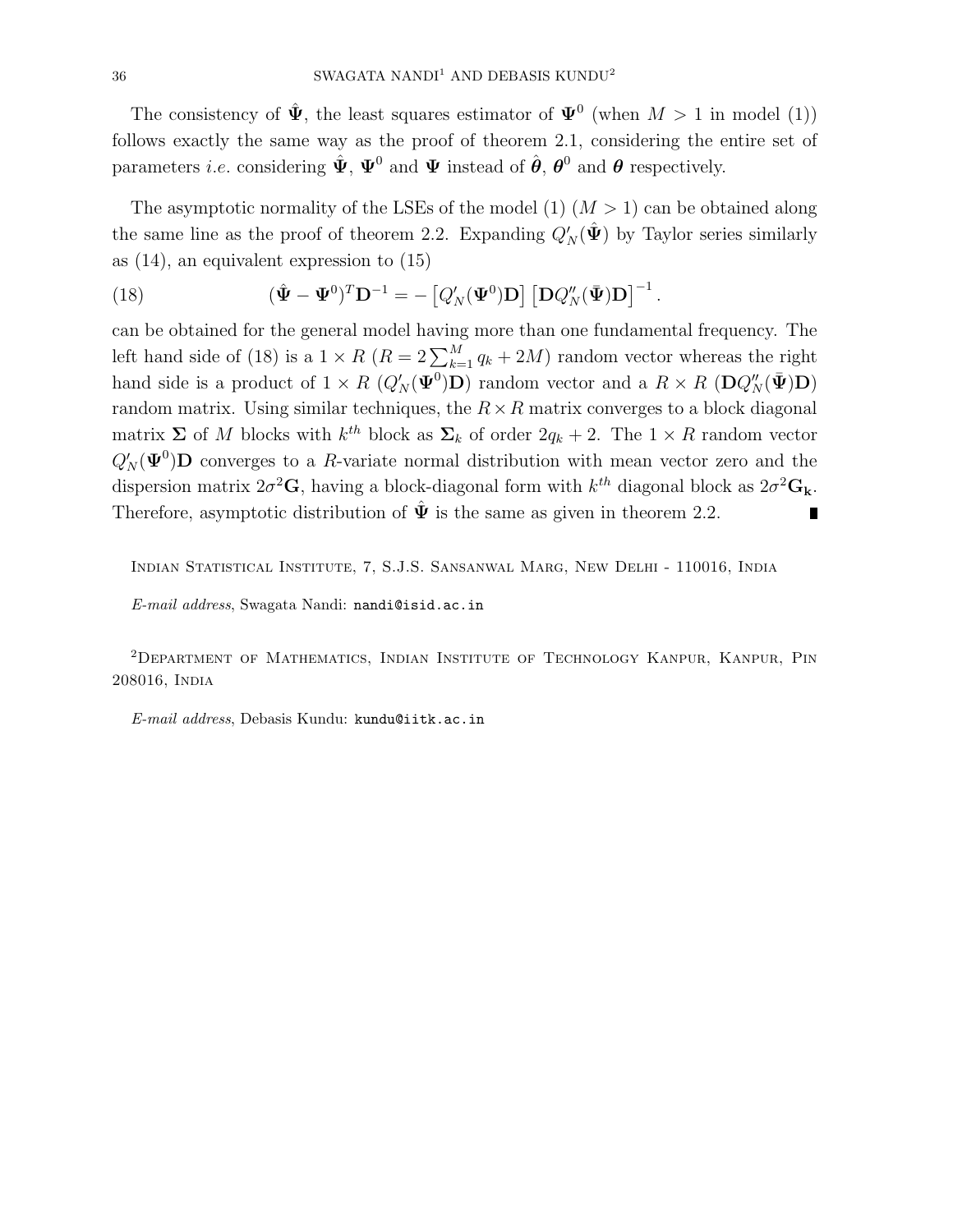The consistency of $\hat{\boldsymbol{\Psi}}$, the least squares estimator of $\boldsymbol{\Psi}^0$ (when $M > 1$ in model (1)) follows exactly the same way as the proof of theorem 2.1, considering the entire set of parameters *i.e.* considering $\hat{\boldsymbol{\Psi}}$, $\boldsymbol{\Psi}^0$ and $\boldsymbol{\Psi}$ instead of $\hat{\boldsymbol{\theta}}$, $\boldsymbol{\theta}^0$ and $\boldsymbol{\theta}$ respectively.

The asymptotic normality of the LSEs of the model (1) ($M > 1$) can be obtained along the same line as the proof of theorem 2.2. Expanding $Q'_N(\hat{\boldsymbol{\Psi}})$ by Taylor series similarly as (14), an equivalent expression to (15)

$$(\hat{\boldsymbol{\Psi}} - \boldsymbol{\Psi}^0)^T \mathbf{D}^{-1} = -\left[Q'_N(\boldsymbol{\Psi}^0)\mathbf{D}\right]\left[\mathbf{D}Q''_N(\bar{\boldsymbol{\Psi}})\mathbf{D}\right]^{-1}. \tag{18}$$

can be obtained for the general model having more than one fundamental frequency. The left hand side of (18) is a $1 \times R$ ($R = 2\sum_{k=1}^{M} q_k + 2M$) random vector whereas the right hand side is a product of $1 \times R$ ($Q'_N(\boldsymbol{\Psi}^0)\mathbf{D}$) random vector and a $R \times R$ ($\mathbf{D}Q''_N(\bar{\boldsymbol{\Psi}})\mathbf{D}$) random matrix. Using similar techniques, the $R \times R$ matrix converges to a block diagonal matrix $\boldsymbol{\Sigma}$ of $M$ blocks with $k^{th}$ block as $\boldsymbol{\Sigma}_k$ of order $2q_k + 2$. The $1 \times R$ random vector $Q'_N(\boldsymbol{\Psi}^0)\mathbf{D}$ converges to a $R$-variate normal distribution with mean vector zero and the dispersion matrix $2\sigma^2\mathbf{G}$, having a block-diagonal form with $k^{th}$ diagonal block as $2\sigma^2\mathbf{G_k}$. Therefore, asymptotic distribution of $\hat{\boldsymbol{\Psi}}$ is the same as given in theorem 2.2. ∎

Indian Statistical Institute, 7, S.J.S. Sansanwal Marg, New Delhi - 110016, India

*E-mail address*, Swagata Nandi: nandi@isid.ac.in

[2]Department of Mathematics, Indian Institute of Technology Kanpur, Kanpur, Pin 208016, India

*E-mail address*, Debasis Kundu: kundu@iitk.ac.in